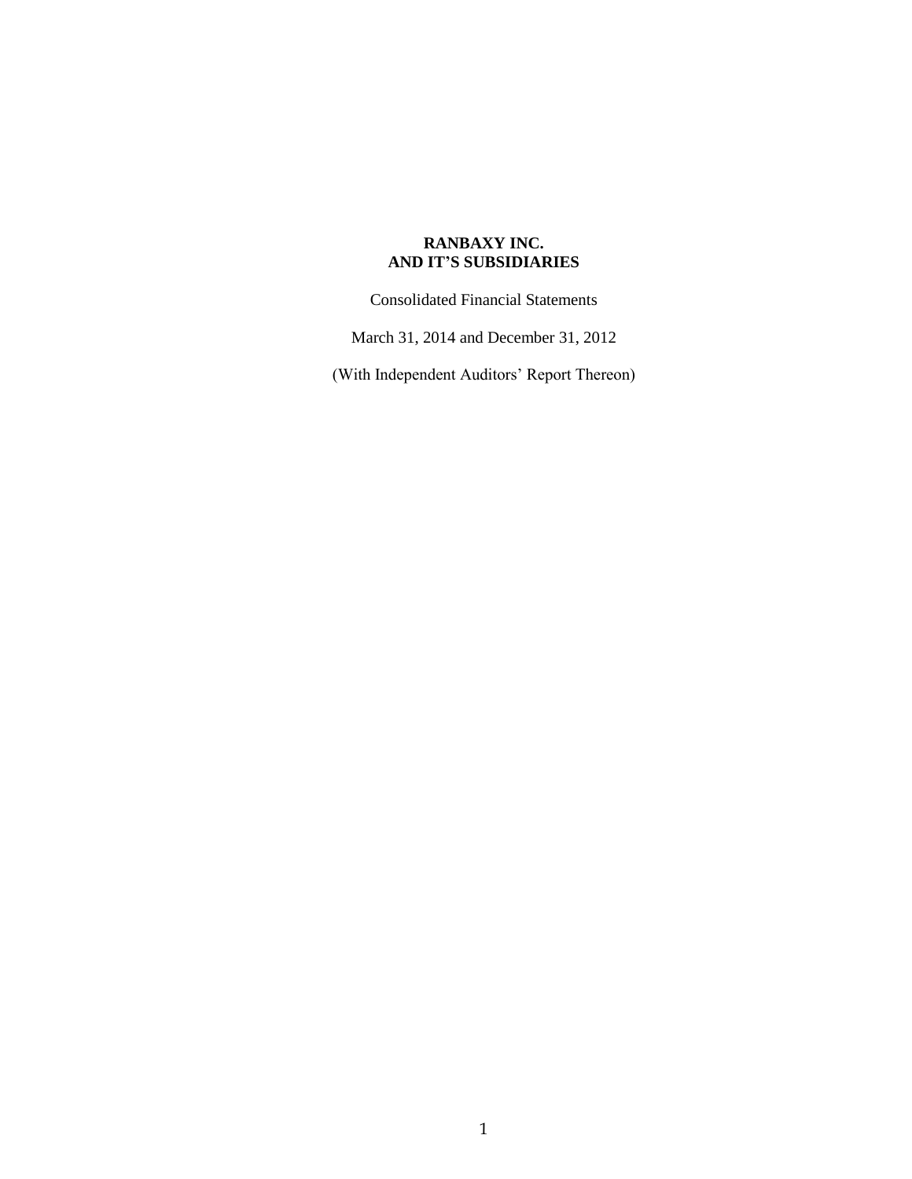# RANBAXY INC.
# AND IT'S SUBSIDIARIES

Consolidated Financial Statements

March 31, 2014 and December 31, 2012

(With Independent Auditors' Report Thereon)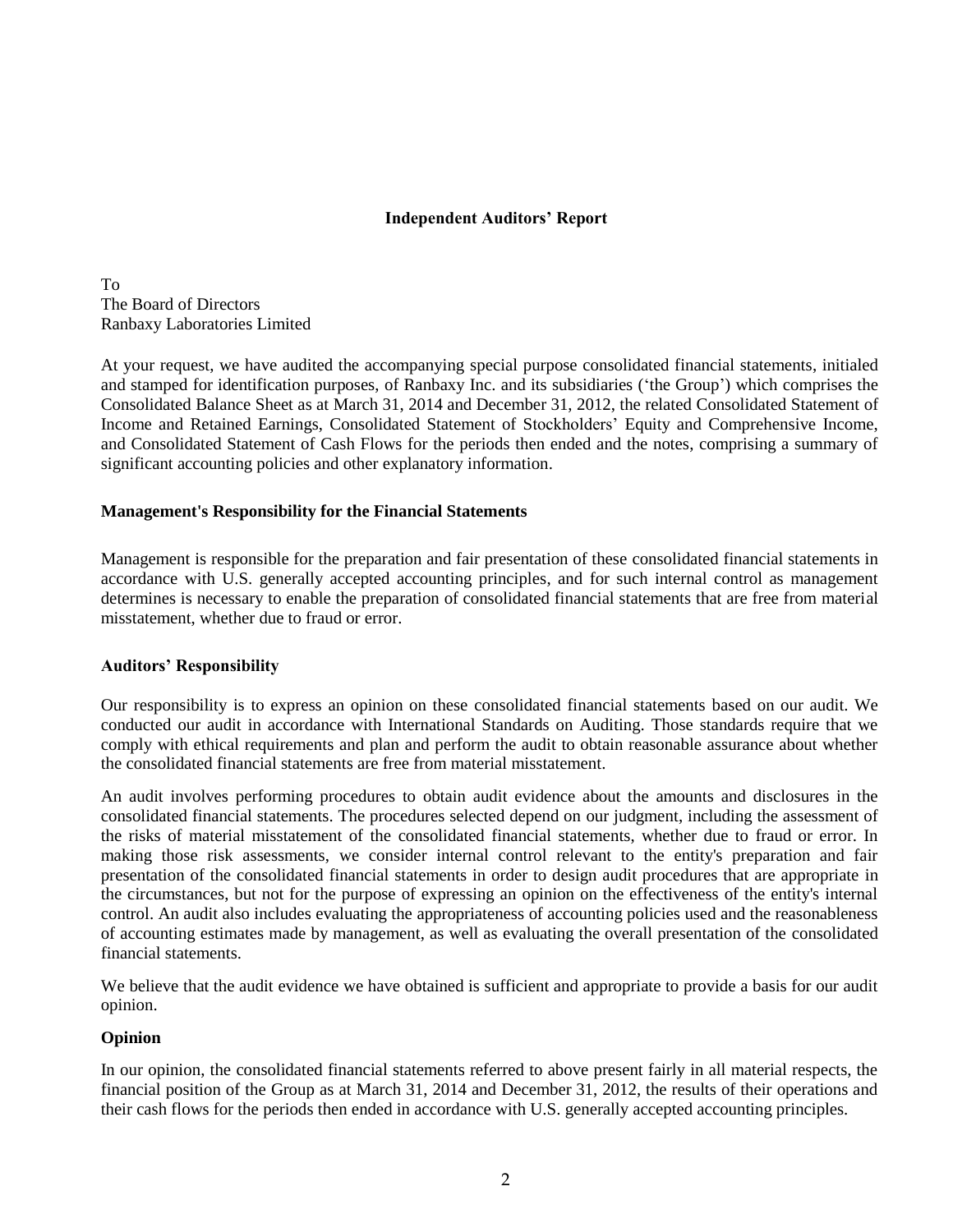# Independent Auditors' Report

To
The Board of Directors
Ranbaxy Laboratories Limited

At your request, we have audited the accompanying special purpose consolidated financial statements, initialed and stamped for identification purposes, of Ranbaxy Inc. and its subsidiaries ('the Group') which comprises the Consolidated Balance Sheet as at March 31, 2014 and December 31, 2012, the related Consolidated Statement of Income and Retained Earnings, Consolidated Statement of Stockholders' Equity and Comprehensive Income, and Consolidated Statement of Cash Flows for the periods then ended and the notes, comprising a summary of significant accounting policies and other explanatory information.

## Management's Responsibility for the Financial Statements

Management is responsible for the preparation and fair presentation of these consolidated financial statements in accordance with U.S. generally accepted accounting principles, and for such internal control as management determines is necessary to enable the preparation of consolidated financial statements that are free from material misstatement, whether due to fraud or error.

## Auditors' Responsibility

Our responsibility is to express an opinion on these consolidated financial statements based on our audit. We conducted our audit in accordance with International Standards on Auditing. Those standards require that we comply with ethical requirements and plan and perform the audit to obtain reasonable assurance about whether the consolidated financial statements are free from material misstatement.

An audit involves performing procedures to obtain audit evidence about the amounts and disclosures in the consolidated financial statements. The procedures selected depend on our judgment, including the assessment of the risks of material misstatement of the consolidated financial statements, whether due to fraud or error. In making those risk assessments, we consider internal control relevant to the entity's preparation and fair presentation of the consolidated financial statements in order to design audit procedures that are appropriate in the circumstances, but not for the purpose of expressing an opinion on the effectiveness of the entity's internal control. An audit also includes evaluating the appropriateness of accounting policies used and the reasonableness of accounting estimates made by management, as well as evaluating the overall presentation of the consolidated financial statements.

We believe that the audit evidence we have obtained is sufficient and appropriate to provide a basis for our audit opinion.

## Opinion

In our opinion, the consolidated financial statements referred to above present fairly in all material respects, the financial position of the Group as at March 31, 2014 and December 31, 2012, the results of their operations and their cash flows for the periods then ended in accordance with U.S. generally accepted accounting principles.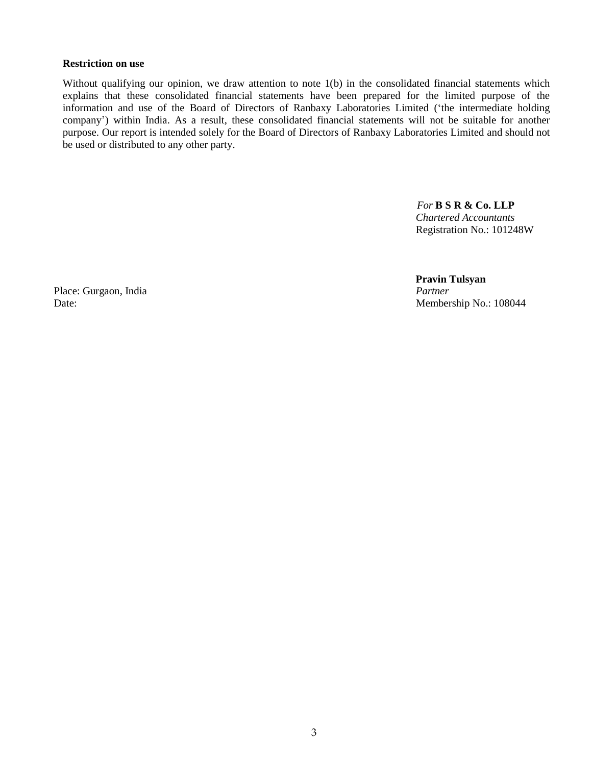**Restriction on use**

Without qualifying our opinion, we draw attention to note 1(b) in the consolidated financial statements which explains that these consolidated financial statements have been prepared for the limited purpose of the information and use of the Board of Directors of Ranbaxy Laboratories Limited ('the intermediate holding company') within India. As a result, these consolidated financial statements will not be suitable for another purpose. Our report is intended solely for the Board of Directors of Ranbaxy Laboratories Limited and should not be used or distributed to any other party.

*For* **B S R & Co. LLP**
*Chartered Accountants*
Registration No.: 101248W

**Pravin Tulsyan**
*Partner*
Membership No.: 108044

Place: Gurgaon, India
Date: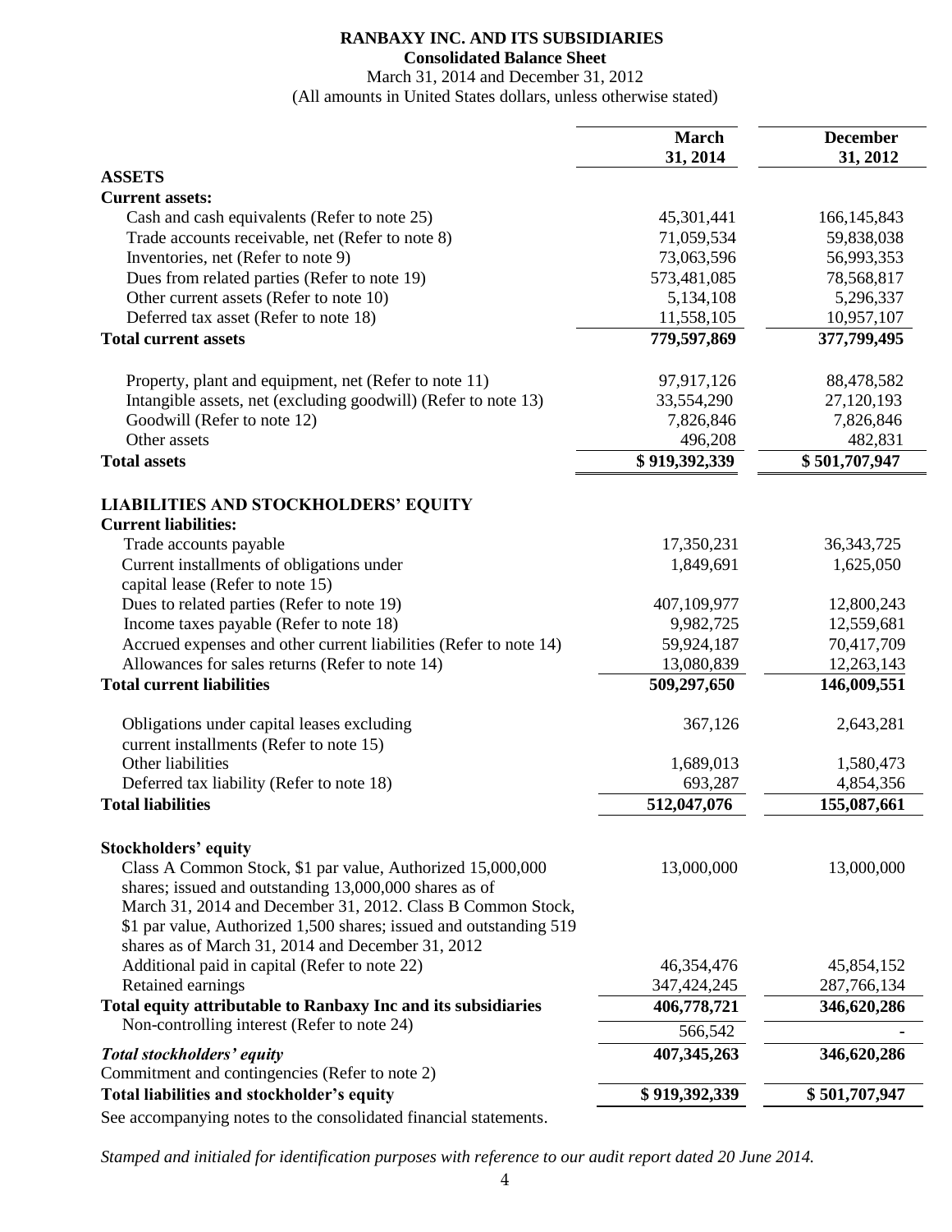# RANBAXY INC. AND ITS SUBSIDIARIES

## Consolidated Balance Sheet

March 31, 2014 and December 31, 2012

(All amounts in United States dollars, unless otherwise stated)

| | March 31, 2014 | December 31, 2012 |
|---|---|---|
| **ASSETS** | | |
| **Current assets:** | | |
| Cash and cash equivalents (Refer to note 25) | 45,301,441 | 166,145,843 |
| Trade accounts receivable, net (Refer to note 8) | 71,059,534 | 59,838,038 |
| Inventories, net (Refer to note 9) | 73,063,596 | 56,993,353 |
| Dues from related parties (Refer to note 19) | 573,481,085 | 78,568,817 |
| Other current assets (Refer to note 10) | 5,134,108 | 5,296,337 |
| Deferred tax asset (Refer to note 18) | 11,558,105 | 10,957,107 |
| **Total current assets** | **779,597,869** | **377,799,495** |
| Property, plant and equipment, net (Refer to note 11) | 97,917,126 | 88,478,582 |
| Intangible assets, net (excluding goodwill) (Refer to note 13) | 33,554,290 | 27,120,193 |
| Goodwill (Refer to note 12) | 7,826,846 | 7,826,846 |
| Other assets | 496,208 | 482,831 |
| **Total assets** | **$ 919,392,339** | **$ 501,707,947** |
| **LIABILITIES AND STOCKHOLDERS' EQUITY** | | |
| **Current liabilities:** | | |
| Trade accounts payable | 17,350,231 | 36,343,725 |
| Current installments of obligations under capital lease (Refer to note 15) | 1,849,691 | 1,625,050 |
| Dues to related parties (Refer to note 19) | 407,109,977 | 12,800,243 |
| Income taxes payable (Refer to note 18) | 9,982,725 | 12,559,681 |
| Accrued expenses and other current liabilities (Refer to note 14) | 59,924,187 | 70,417,709 |
| Allowances for sales returns (Refer to note 14) | 13,080,839 | 12,263,143 |
| **Total current liabilities** | **509,297,650** | **146,009,551** |
| Obligations under capital leases excluding current installments (Refer to note 15) | 367,126 | 2,643,281 |
| Other liabilities | 1,689,013 | 1,580,473 |
| Deferred tax liability (Refer to note 18) | 693,287 | 4,854,356 |
| **Total liabilities** | **512,047,076** | **155,087,661** |
| **Stockholders' equity** | | |
| Class A Common Stock, \$1 par value, Authorized 15,000,000 shares; issued and outstanding 13,000,000 shares as of March 31, 2014 and December 31, 2012. Class B Common Stock, \$1 par value, Authorized 1,500 shares; issued and outstanding 519 shares as of March 31, 2014 and December 31, 2012 | 13,000,000 | 13,000,000 |
| Additional paid in capital (Refer to note 22) | 46,354,476 | 45,854,152 |
| Retained earnings | 347,424,245 | 287,766,134 |
| **Total equity attributable to Ranbaxy Inc and its subsidiaries** | **406,778,721** | **346,620,286** |
| Non-controlling interest (Refer to note 24) | 566,542 | - |
| ***Total stockholders' equity*** | **407,345,263** | **346,620,286** |
| Commitment and contingencies (Refer to note 2) | | |
| **Total liabilities and stockholder's equity** | **$ 919,392,339** | **$ 501,707,947** |

See accompanying notes to the consolidated financial statements.

*Stamped and initialed for identification purposes with reference to our audit report dated 20 June 2014.*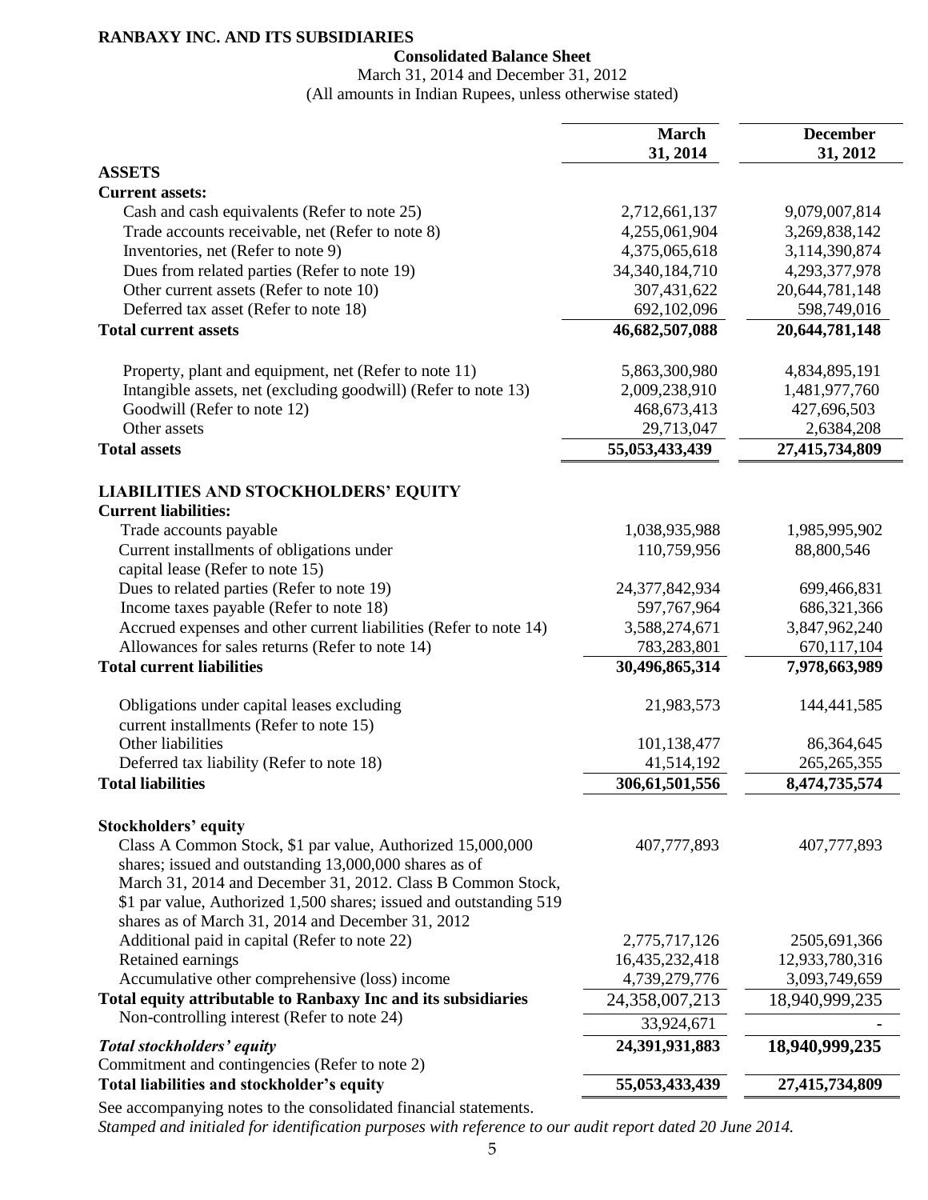**RANBAXY INC. AND ITS SUBSIDIARIES**

**Consolidated Balance Sheet**

March 31, 2014 and December 31, 2012

(All amounts in Indian Rupees, unless otherwise stated)

| | **March 31, 2014** | **December 31, 2012** |
|---|---|---|
| **ASSETS** | | |
| **Current assets:** | | |
| Cash and cash equivalents (Refer to note 25) | 2,712,661,137 | 9,079,007,814 |
| Trade accounts receivable, net (Refer to note 8) | 4,255,061,904 | 3,269,838,142 |
| Inventories, net (Refer to note 9) | 4,375,065,618 | 3,114,390,874 |
| Dues from related parties (Refer to note 19) | 34,340,184,710 | 4,293,377,978 |
| Other current assets (Refer to note 10) | 307,431,622 | 20,644,781,148 |
| Deferred tax asset (Refer to note 18) | 692,102,096 | 598,749,016 |
| **Total current assets** | **46,682,507,088** | **20,644,781,148** |
| | | |
| Property, plant and equipment, net (Refer to note 11) | 5,863,300,980 | 4,834,895,191 |
| Intangible assets, net (excluding goodwill) (Refer to note 13) | 2,009,238,910 | 1,481,977,760 |
| Goodwill (Refer to note 12) | 468,673,413 | 427,696,503 |
| Other assets | 29,713,047 | 2,6384,208 |
| **Total assets** | **55,053,433,439** | **27,415,734,809** |
| | | |
| **LIABILITIES AND STOCKHOLDERS' EQUITY** | | |
| **Current liabilities:** | | |
| Trade accounts payable | 1,038,935,988 | 1,985,995,902 |
| Current installments of obligations under capital lease (Refer to note 15) | 110,759,956 | 88,800,546 |
| Dues to related parties (Refer to note 19) | 24,377,842,934 | 699,466,831 |
| Income taxes payable (Refer to note 18) | 597,767,964 | 686,321,366 |
| Accrued expenses and other current liabilities (Refer to note 14) | 3,588,274,671 | 3,847,962,240 |
| Allowances for sales returns (Refer to note 14) | 783,283,801 | 670,117,104 |
| **Total current liabilities** | **30,496,865,314** | **7,978,663,989** |
| | | |
| Obligations under capital leases excluding current installments (Refer to note 15) | 21,983,573 | 144,441,585 |
| Other liabilities | 101,138,477 | 86,364,645 |
| Deferred tax liability (Refer to note 18) | 41,514,192 | 265,265,355 |
| **Total liabilities** | **306,61,501,556** | **8,474,735,574** |
| | | |
| **Stockholders' equity** | | |
| Class A Common Stock, $1 par value, Authorized 15,000,000 shares; issued and outstanding 13,000,000 shares as of March 31, 2014 and December 31, 2012. Class B Common Stock, $1 par value, Authorized 1,500 shares; issued and outstanding 519 shares as of March 31, 2014 and December 31, 2012 | 407,777,893 | 407,777,893 |
| Additional paid in capital (Refer to note 22) | 2,775,717,126 | 2505,691,366 |
| Retained earnings | 16,435,232,418 | 12,933,780,316 |
| Accumulative other comprehensive (loss) income | 4,739,279,776 | 3,093,749,659 |
| **Total equity attributable to Ranbaxy Inc and its subsidiaries** | 24,358,007,213 | 18,940,999,235 |
| Non-controlling interest (Refer to note 24) | 33,924,671 | - |
| ***Total stockholders' equity*** | **24,391,931,883** | **18,940,999,235** |
| Commitment and contingencies (Refer to note 2) | | |
| **Total liabilities and stockholder's equity** | **55,053,433,439** | **27,415,734,809** |

See accompanying notes to the consolidated financial statements.

*Stamped and initialed for identification purposes with reference to our audit report dated 20 June 2014.*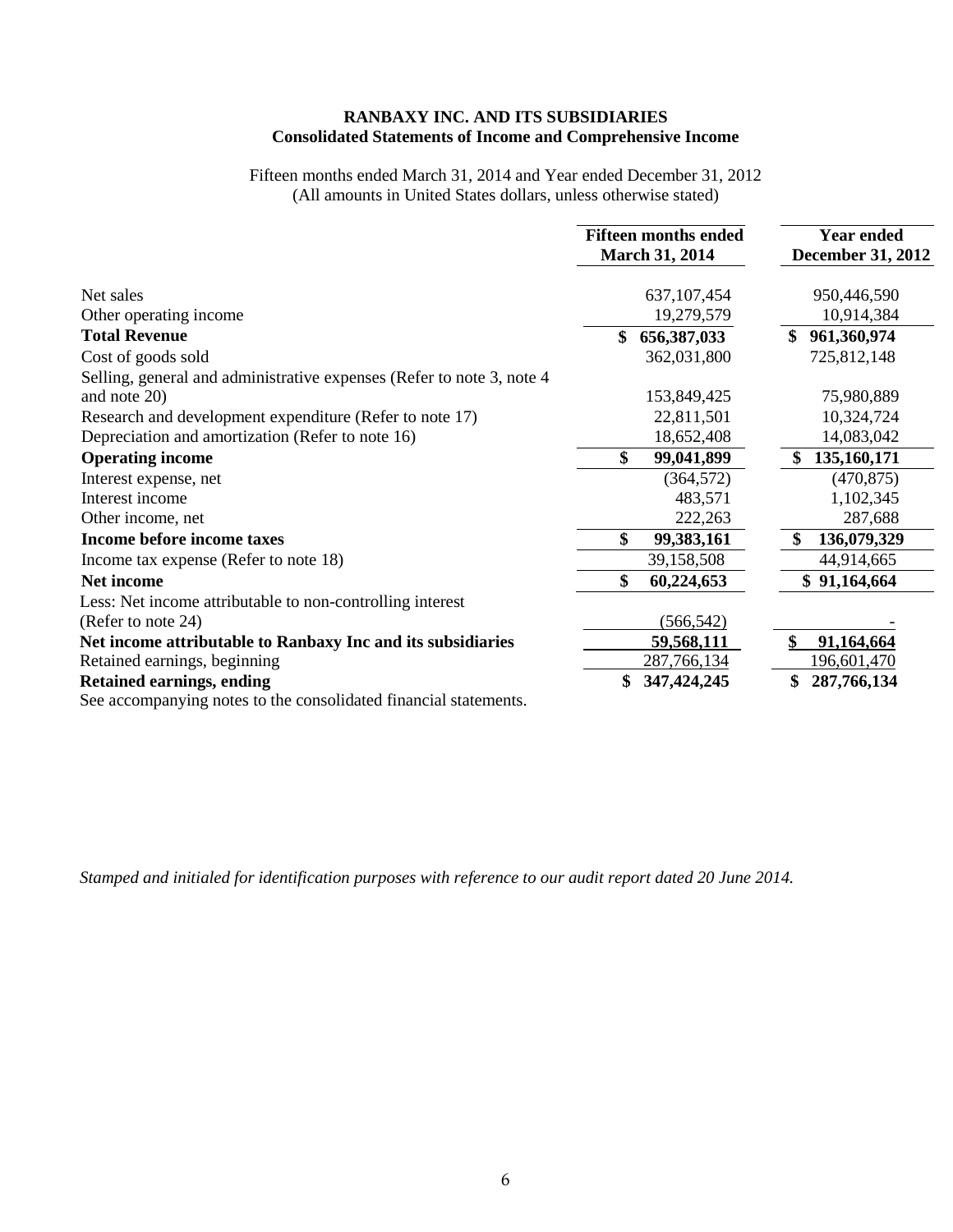**RANBAXY INC. AND ITS SUBSIDIARIES**
**Consolidated Statements of Income and Comprehensive Income**

Fifteen months ended March 31, 2014 and Year ended December 31, 2012
(All amounts in United States dollars, unless otherwise stated)

| | Fifteen months ended March 31, 2014 | Year ended December 31, 2012 |
|---|---|---|
| Net sales | 637,107,454 | 950,446,590 |
| Other operating income | 19,279,579 | 10,914,384 |
| **Total Revenue** | **$ 656,387,033** | **$ 961,360,974** |
| Cost of goods sold | 362,031,800 | 725,812,148 |
| Selling, general and administrative expenses (Refer to note 3, note 4 and note 20) | 153,849,425 | 75,980,889 |
| Research and development expenditure (Refer to note 17) | 22,811,501 | 10,324,724 |
| Depreciation and amortization (Refer to note 16) | 18,652,408 | 14,083,042 |
| **Operating income** | **$ 99,041,899** | **$ 135,160,171** |
| Interest expense, net | (364,572) | (470,875) |
| Interest income | 483,571 | 1,102,345 |
| Other income, net | 222,263 | 287,688 |
| **Income before income taxes** | **$ 99,383,161** | **$ 136,079,329** |
| Income tax expense (Refer to note 18) | 39,158,508 | 44,914,665 |
| **Net income** | **$ 60,224,653** | **$ 91,164,664** |
| Less: Net income attributable to non-controlling interest (Refer to note 24) | (566,542) | - |
| **Net income attributable to Ranbaxy Inc and its subsidiaries** | **59,568,111** | **$ 91,164,664** |
| Retained earnings, beginning | 287,766,134 | 196,601,470 |
| **Retained earnings, ending** | **$ 347,424,245** | **$ 287,766,134** |

See accompanying notes to the consolidated financial statements.

*Stamped and initialed for identification purposes with reference to our audit report dated 20 June 2014.*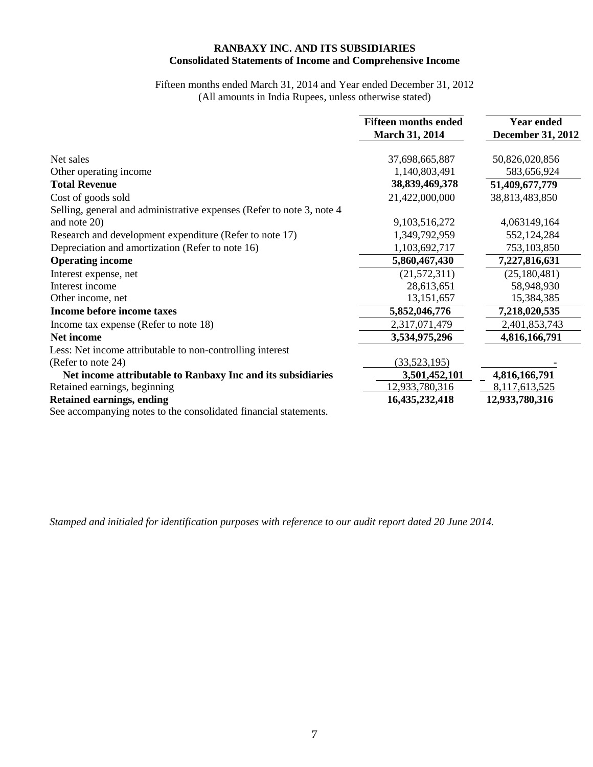**RANBAXY INC. AND ITS SUBSIDIARIES**
**Consolidated Statements of Income and Comprehensive Income**

Fifteen months ended March 31, 2014 and Year ended December 31, 2012
(All amounts in India Rupees, unless otherwise stated)

| | Fifteen months ended March 31, 2014 | Year ended December 31, 2012 |
|---|---|---|
| Net sales | 37,698,665,887 | 50,826,020,856 |
| Other operating income | 1,140,803,491 | 583,656,924 |
| **Total Revenue** | **38,839,469,378** | **51,409,677,779** |
| Cost of goods sold | 21,422,000,000 | 38,813,483,850 |
| Selling, general and administrative expenses (Refer to note 3, note 4 and note 20) | 9,103,516,272 | 4,063149,164 |
| Research and development expenditure (Refer to note 17) | 1,349,792,959 | 552,124,284 |
| Depreciation and amortization (Refer to note 16) | 1,103,692,717 | 753,103,850 |
| **Operating income** | **5,860,467,430** | **7,227,816,631** |
| Interest expense, net | (21,572,311) | (25,180,481) |
| Interest income | 28,613,651 | 58,948,930 |
| Other income, net | 13,151,657 | 15,384,385 |
| **Income before income taxes** | **5,852,046,776** | **7,218,020,535** |
| Income tax expense (Refer to note 18) | 2,317,071,479 | 2,401,853,743 |
| **Net income** | **3,534,975,296** | **4,816,166,791** |
| Less: Net income attributable to non-controlling interest (Refer to note 24) | (33,523,195) | - |
| **Net income attributable to Ranbaxy Inc and its subsidiaries** | **3,501,452,101** | **4,816,166,791** |
| Retained earnings, beginning | 12,933,780,316 | 8,117,613,525 |
| **Retained earnings, ending** | **16,435,232,418** | **12,933,780,316** |

See accompanying notes to the consolidated financial statements.

*Stamped and initialed for identification purposes with reference to our audit report dated 20 June 2014.*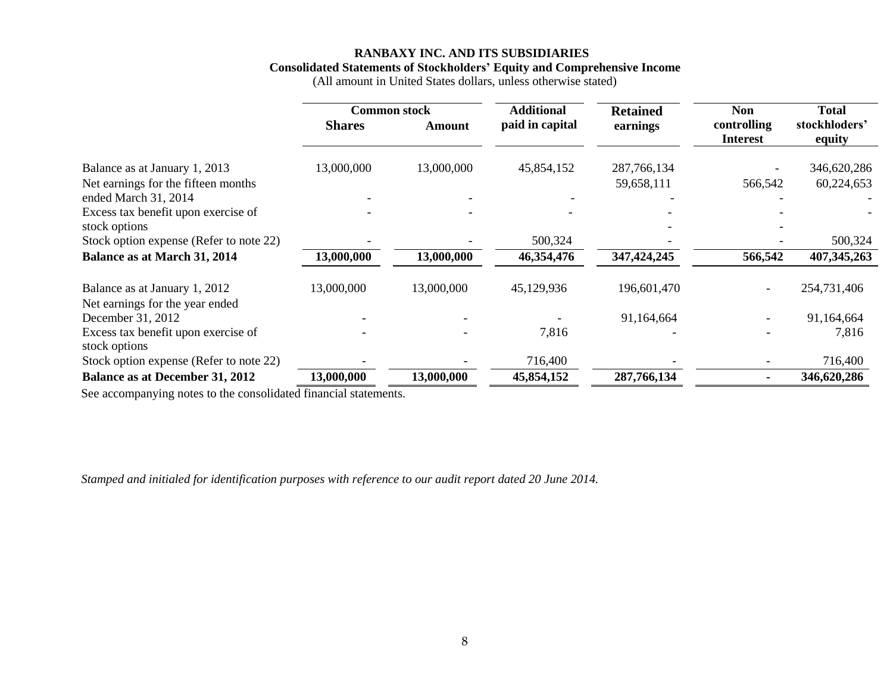**RANBAXY INC. AND ITS SUBSIDIARIES**
**Consolidated Statements of Stockholders' Equity and Comprehensive Income**
(All amount in United States dollars, unless otherwise stated)

| | Common stock | | Additional paid in capital | Retained earnings | Non controlling Interest | Total stockhloders' equity |
|---|---|---|---|---|---|---|
| | Shares | Amount | | | | |
| Balance as at January 1, 2013 | 13,000,000 | 13,000,000 | 45,854,152 | 287,766,134 | - | 346,620,286 |
| Net earnings for the fifteen months ended March 31, 2014 | - | - | - | 59,658,111 | 566,542 | 60,224,653 |
| Excess tax benefit upon exercise of stock options | - | - | - | - | - | - |
| Stock option expense (Refer to note 22) | - | - | 500,324 | - | - | 500,324 |
| **Balance as at March 31, 2014** | **13,000,000** | **13,000,000** | **46,354,476** | **347,424,245** | **566,542** | **407,345,263** |
| Balance as at January 1, 2012 | 13,000,000 | 13,000,000 | 45,129,936 | 196,601,470 | - | 254,731,406 |
| Net earnings for the year ended December 31, 2012 | - | - | - | 91,164,664 | - | 91,164,664 |
| Excess tax benefit upon exercise of stock options | - | - | 7,816 | - | - | 7,816 |
| Stock option expense (Refer to note 22) | - | - | 716,400 | - | - | 716,400 |
| **Balance as at December 31, 2012** | **13,000,000** | **13,000,000** | **45,854,152** | **287,766,134** | **-** | **346,620,286** |

See accompanying notes to the consolidated financial statements.

*Stamped and initialed for identification purposes with reference to our audit report dated 20 June 2014.*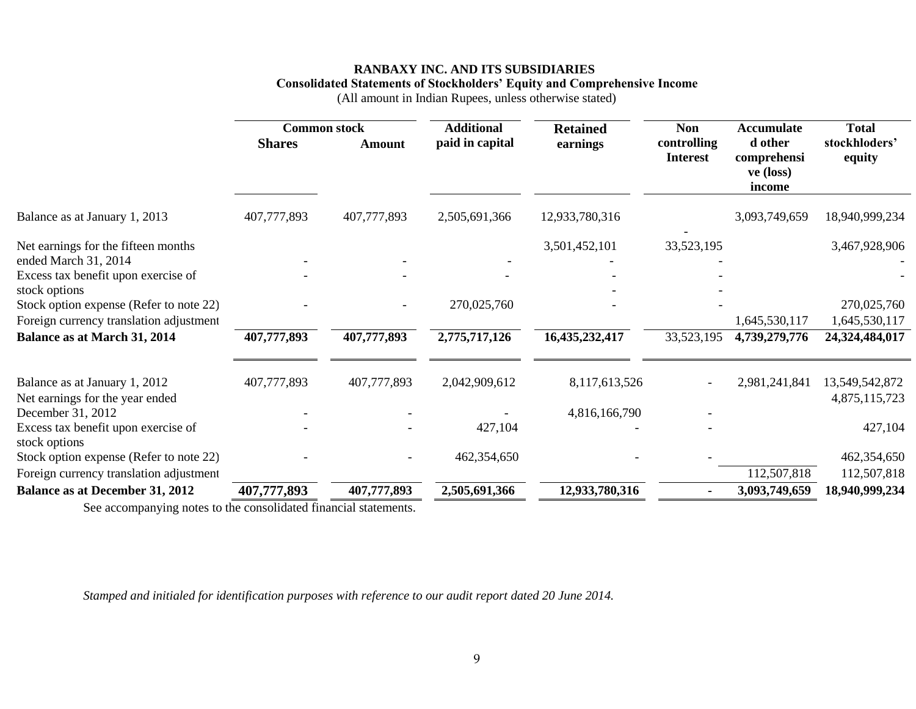**RANBAXY INC. AND ITS SUBSIDIARIES**
**Consolidated Statements of Stockholders' Equity and Comprehensive Income**
(All amount in Indian Rupees, unless otherwise stated)

| | Common stock | | Additional paid in capital | Retained earnings | Non controlling Interest | Accumulated other comprehensive (loss) income | Total stockholders' equity |
|---|---|---|---|---|---|---|---|
| | Shares | Amount | | | | | |
| Balance as at January 1, 2013 | 407,777,893 | 407,777,893 | 2,505,691,366 | 12,933,780,316 | - | 3,093,749,659 | 18,940,999,234 |
| Net earnings for the fifteen months ended March 31, 2014 | - | - | - | 3,501,452,101 | 33,523,195 | | 3,467,928,906 |
| Excess tax benefit upon exercise of stock options | - | - | - | - | - | | - |
| Stock option expense (Refer to note 22) | - | - | 270,025,760 | - | - | | 270,025,760 |
| Foreign currency translation adjustment | | | | | | 1,645,530,117 | 1,645,530,117 |
| **Balance as at March 31, 2014** | **407,777,893** | **407,777,893** | **2,775,717,126** | **16,435,232,417** | 33,523,195 | **4,739,279,776** | **24,324,484,017** |
| Balance as at January 1, 2012 | 407,777,893 | 407,777,893 | 2,042,909,612 | 8,117,613,526 | - | 2,981,241,841 | 13,549,542,872 |
| Net earnings for the year ended December 31, 2012 | - | - | - | 4,816,166,790 | - | | 4,875,115,723 |
| Excess tax benefit upon exercise of stock options | - | - | 427,104 | - | - | | 427,104 |
| Stock option expense (Refer to note 22) | - | - | 462,354,650 | - | - | | 462,354,650 |
| Foreign currency translation adjustment | | | | | | 112,507,818 | 112,507,818 |
| **Balance as at December 31, 2012** | **407,777,893** | **407,777,893** | **2,505,691,366** | **12,933,780,316** | **-** | **3,093,749,659** | **18,940,999,234** |

See accompanying notes to the consolidated financial statements.

*Stamped and initialed for identification purposes with reference to our audit report dated 20 June 2014.*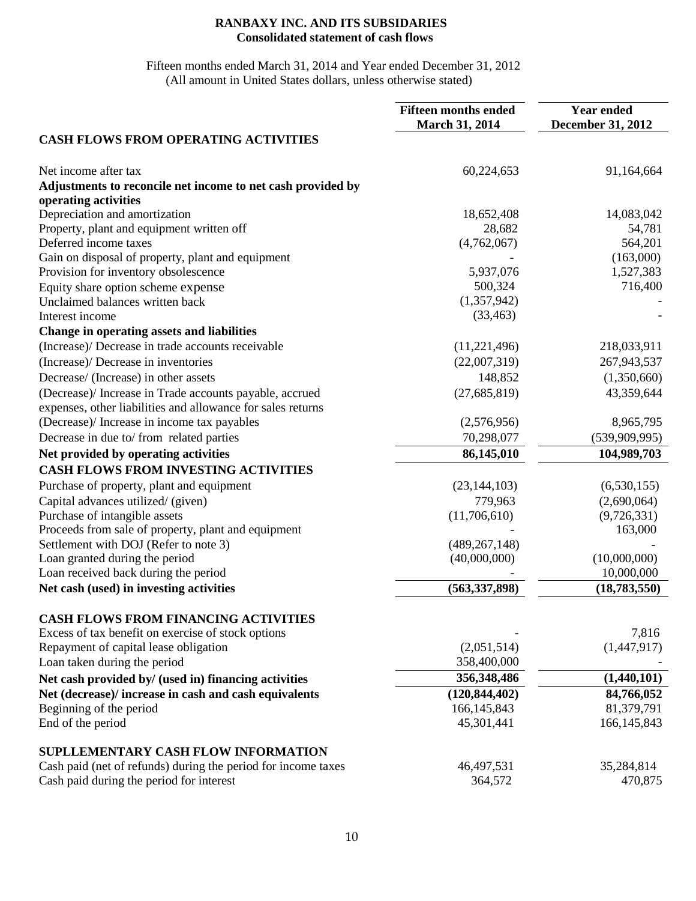**RANBAXY INC. AND ITS SUBSIDARIES**
**Consolidated statement of cash flows**

Fifteen months ended March 31, 2014 and Year ended December 31, 2012
(All amount in United States dollars, unless otherwise stated)

| | Fifteen months ended March 31, 2014 | Year ended December 31, 2012 |
|---|---|---|
| **CASH FLOWS FROM OPERATING ACTIVITIES** | | |
| Net income after tax | 60,224,653 | 91,164,664 |
| **Adjustments to reconcile net income to net cash provided by operating activities** | | |
| Depreciation and amortization | 18,652,408 | 14,083,042 |
| Property, plant and equipment written off | 28,682 | 54,781 |
| Deferred income taxes | (4,762,067) | 564,201 |
| Gain on disposal of property, plant and equipment | - | (163,000) |
| Provision for inventory obsolescence | 5,937,076 | 1,527,383 |
| Equity share option scheme expense | 500,324 | 716,400 |
| Unclaimed balances written back | (1,357,942) | - |
| Interest income | (33,463) | - |
| **Change in operating assets and liabilities** | | |
| (Increase)/ Decrease in trade accounts receivable | (11,221,496) | 218,033,911 |
| (Increase)/ Decrease in inventories | (22,007,319) | 267,943,537 |
| Decrease/ (Increase) in other assets | 148,852 | (1,350,660) |
| (Decrease)/ Increase in Trade accounts payable, accrued expenses, other liabilities and allowance for sales returns | (27,685,819) | 43,359,644 |
| (Decrease)/ Increase in income tax payables | (2,576,956) | 8,965,795 |
| Decrease in due to/ from related parties | 70,298,077 | (539,909,995) |
| **Net provided by operating activities** | **86,145,010** | **104,989,703** |
| **CASH FLOWS FROM INVESTING ACTIVITIES** | | |
| Purchase of property, plant and equipment | (23,144,103) | (6,530,155) |
| Capital advances utilized/ (given) | 779,963 | (2,690,064) |
| Purchase of intangible assets | (11,706,610) | (9,726,331) |
| Proceeds from sale of property, plant and equipment | - | 163,000 |
| Settlement with DOJ (Refer to note 3) | (489,267,148) | - |
| Loan granted during the period | (40,000,000) | (10,000,000) |
| Loan received back during the period | - | 10,000,000 |
| **Net cash (used) in investing activities** | **(563,337,898)** | **(18,783,550)** |
| **CASH FLOWS FROM FINANCING ACTIVITIES** | | |
| Excess of tax benefit on exercise of stock options | - | 7,816 |
| Repayment of capital lease obligation | (2,051,514) | (1,447,917) |
| Loan taken during the period | 358,400,000 | - |
| **Net cash provided by/ (used in) financing activities** | **356,348,486** | **(1,440,101)** |
| **Net (decrease)/ increase in cash and cash equivalents** | **(120,844,402)** | **84,766,052** |
| Beginning of the period | 166,145,843 | 81,379,791 |
| End of the period | 45,301,441 | 166,145,843 |
| **SUPLLEMENTARY CASH FLOW INFORMATION** | | |
| Cash paid (net of refunds) during the period for income taxes | 46,497,531 | 35,284,814 |
| Cash paid during the period for interest | 364,572 | 470,875 |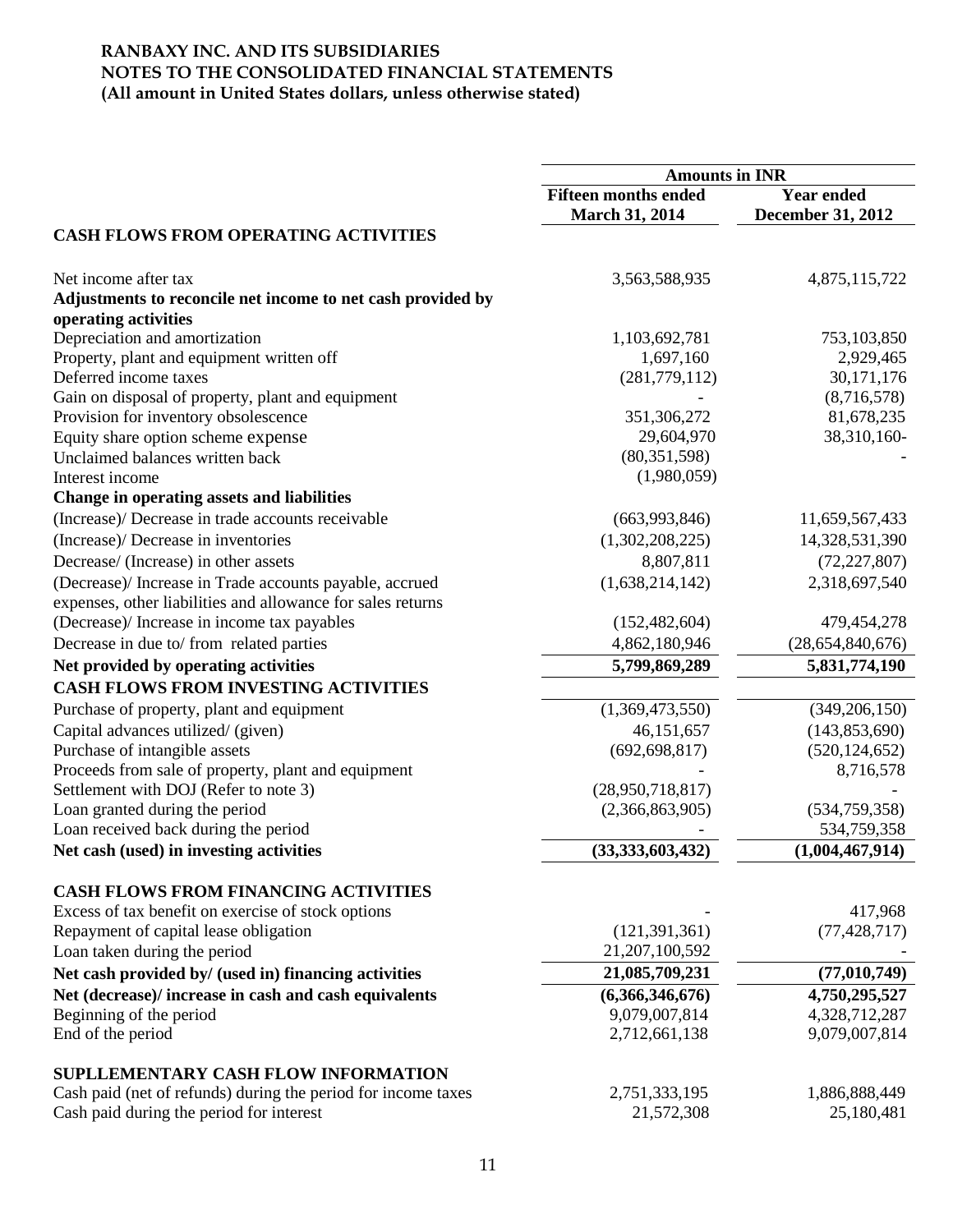**RANBAXY INC. AND ITS SUBSIDIARIES**
**NOTES TO THE CONSOLIDATED FINANCIAL STATEMENTS**
**(All amount in United States dollars, unless otherwise stated)**

| | Amounts in INR | |
|---|---|---|
| | **Fifteen months ended March 31, 2014** | **Year ended December 31, 2012** |
| **CASH FLOWS FROM OPERATING ACTIVITIES** | | |
| Net income after tax | 3,563,588,935 | 4,875,115,722 |
| **Adjustments to reconcile net income to net cash provided by operating activities** | | |
| Depreciation and amortization | 1,103,692,781 | 753,103,850 |
| Property, plant and equipment written off | 1,697,160 | 2,929,465 |
| Deferred income taxes | (281,779,112) | 30,171,176 |
| Gain on disposal of property, plant and equipment | - | (8,716,578) |
| Provision for inventory obsolescence | 351,306,272 | 81,678,235 |
| Equity share option scheme expense | 29,604,970 | 38,310,160- |
| Unclaimed balances written back | (80,351,598) | - |
| Interest income | (1,980,059) | |
| **Change in operating assets and liabilities** | | |
| (Increase)/ Decrease in trade accounts receivable | (663,993,846) | 11,659,567,433 |
| (Increase)/ Decrease in inventories | (1,302,208,225) | 14,328,531,390 |
| Decrease/ (Increase) in other assets | 8,807,811 | (72,227,807) |
| (Decrease)/ Increase in Trade accounts payable, accrued expenses, other liabilities and allowance for sales returns | (1,638,214,142) | 2,318,697,540 |
| (Decrease)/ Increase in income tax payables | (152,482,604) | 479,454,278 |
| Decrease in due to/ from related parties | 4,862,180,946 | (28,654,840,676) |
| **Net provided by operating activities** | **5,799,869,289** | **5,831,774,190** |
| **CASH FLOWS FROM INVESTING ACTIVITIES** | | |
| Purchase of property, plant and equipment | (1,369,473,550) | (349,206,150) |
| Capital advances utilized/ (given) | 46,151,657 | (143,853,690) |
| Purchase of intangible assets | (692,698,817) | (520,124,652) |
| Proceeds from sale of property, plant and equipment | - | 8,716,578 |
| Settlement with DOJ (Refer to note 3) | (28,950,718,817) | - |
| Loan granted during the period | (2,366,863,905) | (534,759,358) |
| Loan received back during the period | - | 534,759,358 |
| **Net cash (used) in investing activities** | **(33,333,603,432)** | **(1,004,467,914)** |
| **CASH FLOWS FROM FINANCING ACTIVITIES** | | |
| Excess of tax benefit on exercise of stock options | - | 417,968 |
| Repayment of capital lease obligation | (121,391,361) | (77,428,717) |
| Loan taken during the period | 21,207,100,592 | - |
| **Net cash provided by/ (used in) financing activities** | **21,085,709,231** | **(77,010,749)** |
| **Net (decrease)/ increase in cash and cash equivalents** | **(6,366,346,676)** | **4,750,295,527** |
| Beginning of the period | 9,079,007,814 | 4,328,712,287 |
| End of the period | 2,712,661,138 | 9,079,007,814 |
| **SUPLLEMENTARY CASH FLOW INFORMATION** | | |
| Cash paid (net of refunds) during the period for income taxes | 2,751,333,195 | 1,886,888,449 |
| Cash paid during the period for interest | 21,572,308 | 25,180,481 |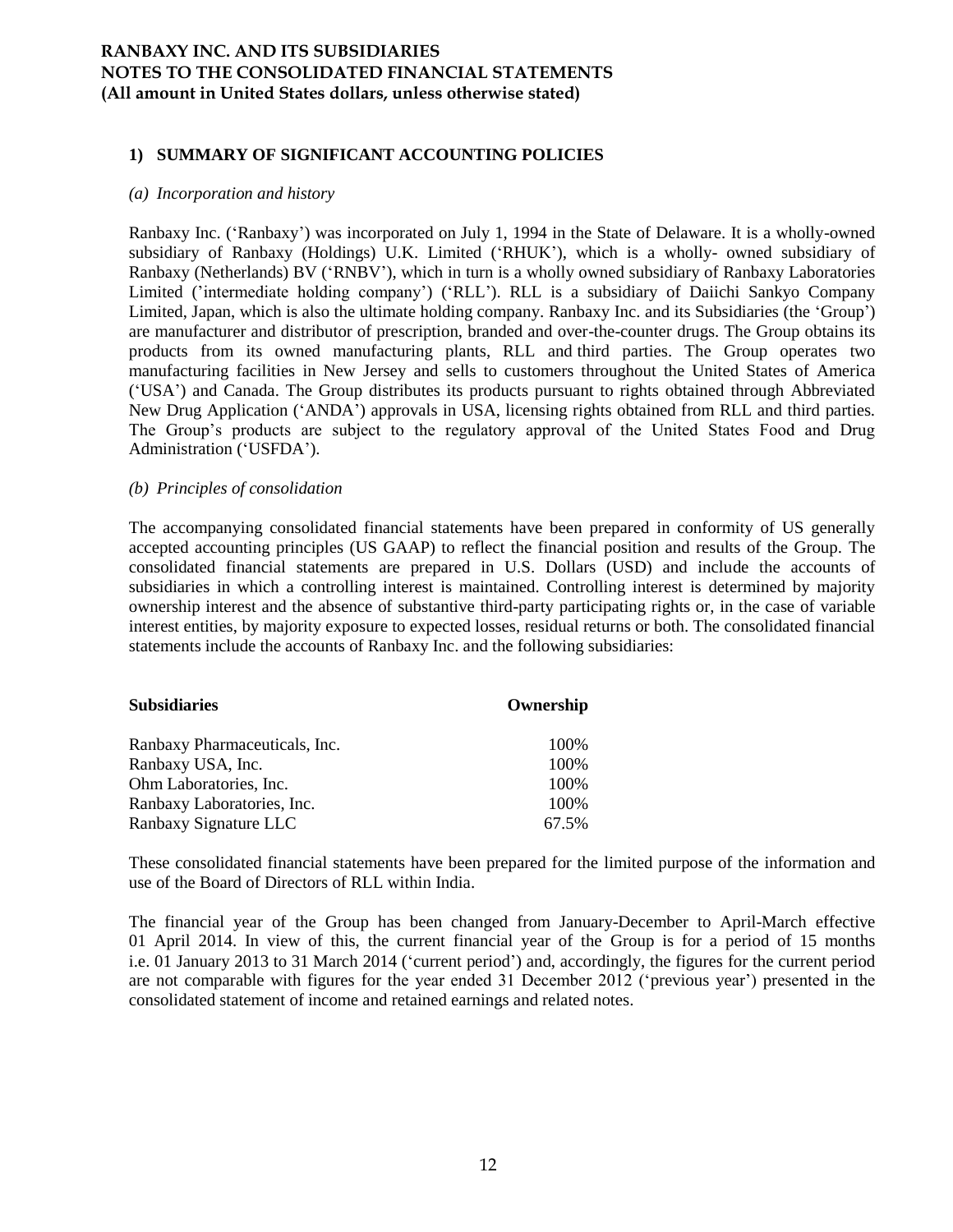# RANBAXY INC. AND ITS SUBSIDIARIES
# NOTES TO THE CONSOLIDATED FINANCIAL STATEMENTS
**(All amount in United States dollars, unless otherwise stated)**

## 1) SUMMARY OF SIGNIFICANT ACCOUNTING POLICIES

### *(a) Incorporation and history*

Ranbaxy Inc. ('Ranbaxy') was incorporated on July 1, 1994 in the State of Delaware. It is a wholly-owned subsidiary of Ranbaxy (Holdings) U.K. Limited ('RHUK'), which is a wholly- owned subsidiary of Ranbaxy (Netherlands) BV ('RNBV'), which in turn is a wholly owned subsidiary of Ranbaxy Laboratories Limited ('intermediate holding company') ('RLL'). RLL is a subsidiary of Daiichi Sankyo Company Limited, Japan, which is also the ultimate holding company. Ranbaxy Inc. and its Subsidiaries (the 'Group') are manufacturer and distributor of prescription, branded and over-the-counter drugs. The Group obtains its products from its owned manufacturing plants, RLL and third parties. The Group operates two manufacturing facilities in New Jersey and sells to customers throughout the United States of America ('USA') and Canada. The Group distributes its products pursuant to rights obtained through Abbreviated New Drug Application ('ANDA') approvals in USA, licensing rights obtained from RLL and third parties. The Group's products are subject to the regulatory approval of the United States Food and Drug Administration ('USFDA').

### *(b) Principles of consolidation*

The accompanying consolidated financial statements have been prepared in conformity of US generally accepted accounting principles (US GAAP) to reflect the financial position and results of the Group. The consolidated financial statements are prepared in U.S. Dollars (USD) and include the accounts of subsidiaries in which a controlling interest is maintained. Controlling interest is determined by majority ownership interest and the absence of substantive third-party participating rights or, in the case of variable interest entities, by majority exposure to expected losses, residual returns or both. The consolidated financial statements include the accounts of Ranbaxy Inc. and the following subsidiaries:

| Subsidiaries | Ownership |
|---|---|
| Ranbaxy Pharmaceuticals, Inc. | 100% |
| Ranbaxy USA, Inc. | 100% |
| Ohm Laboratories, Inc. | 100% |
| Ranbaxy Laboratories, Inc. | 100% |
| Ranbaxy Signature LLC | 67.5% |

These consolidated financial statements have been prepared for the limited purpose of the information and use of the Board of Directors of RLL within India.

The financial year of the Group has been changed from January-December to April-March effective 01 April 2014. In view of this, the current financial year of the Group is for a period of 15 months i.e. 01 January 2013 to 31 March 2014 ('current period') and, accordingly, the figures for the current period are not comparable with figures for the year ended 31 December 2012 ('previous year') presented in the consolidated statement of income and retained earnings and related notes.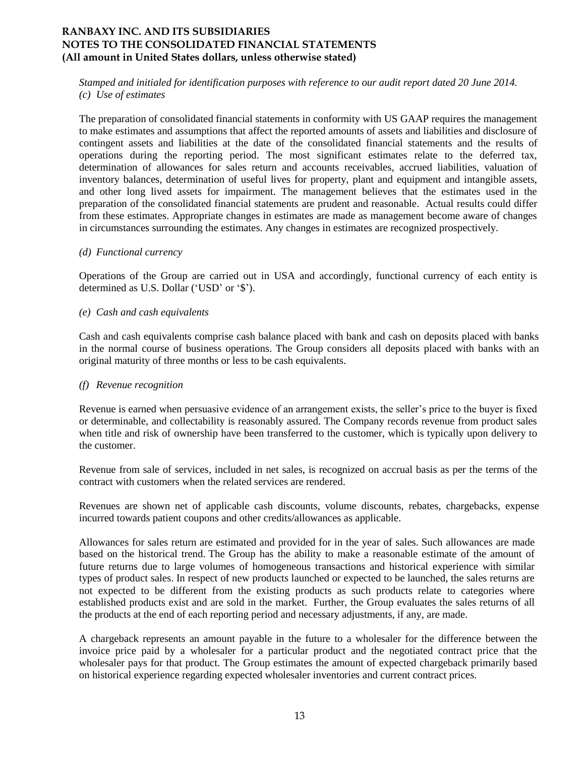*Stamped and initialed for identification purposes with reference to our audit report dated 20 June 2014.*

*(c) Use of estimates*

The preparation of consolidated financial statements in conformity with US GAAP requires the management to make estimates and assumptions that affect the reported amounts of assets and liabilities and disclosure of contingent assets and liabilities at the date of the consolidated financial statements and the results of operations during the reporting period. The most significant estimates relate to the deferred tax, determination of allowances for sales return and accounts receivables, accrued liabilities, valuation of inventory balances, determination of useful lives for property, plant and equipment and intangible assets, and other long lived assets for impairment. The management believes that the estimates used in the preparation of the consolidated financial statements are prudent and reasonable. Actual results could differ from these estimates. Appropriate changes in estimates are made as management become aware of changes in circumstances surrounding the estimates. Any changes in estimates are recognized prospectively.

*(d) Functional currency*

Operations of the Group are carried out in USA and accordingly, functional currency of each entity is determined as U.S. Dollar ('USD' or '$').

*(e) Cash and cash equivalents*

Cash and cash equivalents comprise cash balance placed with bank and cash on deposits placed with banks in the normal course of business operations. The Group considers all deposits placed with banks with an original maturity of three months or less to be cash equivalents.

*(f) Revenue recognition*

Revenue is earned when persuasive evidence of an arrangement exists, the seller's price to the buyer is fixed or determinable, and collectability is reasonably assured. The Company records revenue from product sales when title and risk of ownership have been transferred to the customer, which is typically upon delivery to the customer.

Revenue from sale of services, included in net sales, is recognized on accrual basis as per the terms of the contract with customers when the related services are rendered.

Revenues are shown net of applicable cash discounts, volume discounts, rebates, chargebacks, expense incurred towards patient coupons and other credits/allowances as applicable.

Allowances for sales return are estimated and provided for in the year of sales. Such allowances are made based on the historical trend. The Group has the ability to make a reasonable estimate of the amount of future returns due to large volumes of homogeneous transactions and historical experience with similar types of product sales. In respect of new products launched or expected to be launched, the sales returns are not expected to be different from the existing products as such products relate to categories where established products exist and are sold in the market. Further, the Group evaluates the sales returns of all the products at the end of each reporting period and necessary adjustments, if any, are made.

A chargeback represents an amount payable in the future to a wholesaler for the difference between the invoice price paid by a wholesaler for a particular product and the negotiated contract price that the wholesaler pays for that product. The Group estimates the amount of expected chargeback primarily based on historical experience regarding expected wholesaler inventories and current contract prices.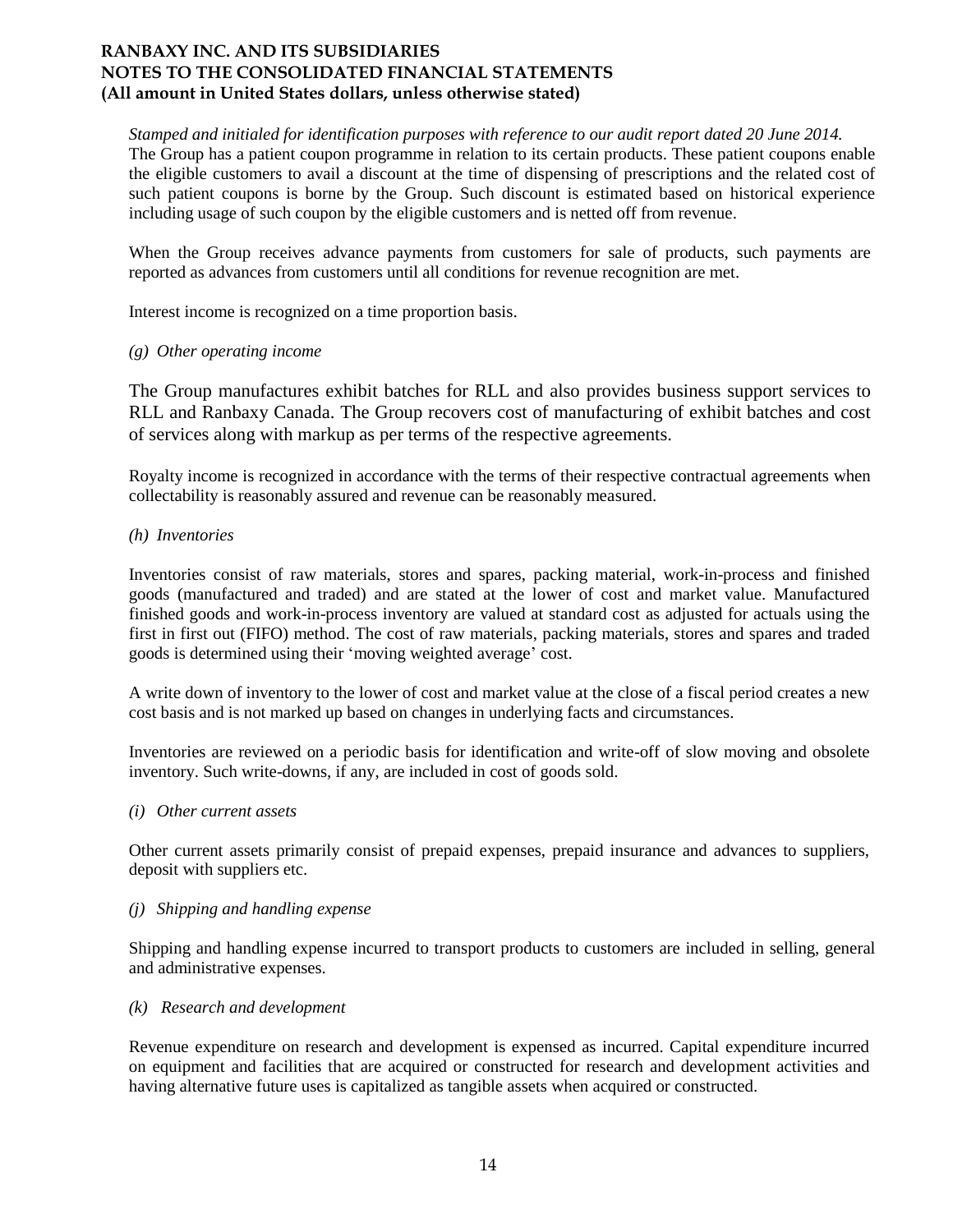*Stamped and initialed for identification purposes with reference to our audit report dated 20 June 2014.*

The Group has a patient coupon programme in relation to its certain products. These patient coupons enable the eligible customers to avail a discount at the time of dispensing of prescriptions and the related cost of such patient coupons is borne by the Group. Such discount is estimated based on historical experience including usage of such coupon by the eligible customers and is netted off from revenue.

When the Group receives advance payments from customers for sale of products, such payments are reported as advances from customers until all conditions for revenue recognition are met.

Interest income is recognized on a time proportion basis.

*(g) Other operating income*

The Group manufactures exhibit batches for RLL and also provides business support services to RLL and Ranbaxy Canada. The Group recovers cost of manufacturing of exhibit batches and cost of services along with markup as per terms of the respective agreements.

Royalty income is recognized in accordance with the terms of their respective contractual agreements when collectability is reasonably assured and revenue can be reasonably measured.

*(h) Inventories*

Inventories consist of raw materials, stores and spares, packing material, work-in-process and finished goods (manufactured and traded) and are stated at the lower of cost and market value. Manufactured finished goods and work-in-process inventory are valued at standard cost as adjusted for actuals using the first in first out (FIFO) method. The cost of raw materials, packing materials, stores and spares and traded goods is determined using their 'moving weighted average' cost.

A write down of inventory to the lower of cost and market value at the close of a fiscal period creates a new cost basis and is not marked up based on changes in underlying facts and circumstances.

Inventories are reviewed on a periodic basis for identification and write-off of slow moving and obsolete inventory. Such write-downs, if any, are included in cost of goods sold.

*(i) Other current assets*

Other current assets primarily consist of prepaid expenses, prepaid insurance and advances to suppliers, deposit with suppliers etc.

*(j) Shipping and handling expense*

Shipping and handling expense incurred to transport products to customers are included in selling, general and administrative expenses.

*(k) Research and development*

Revenue expenditure on research and development is expensed as incurred. Capital expenditure incurred on equipment and facilities that are acquired or constructed for research and development activities and having alternative future uses is capitalized as tangible assets when acquired or constructed.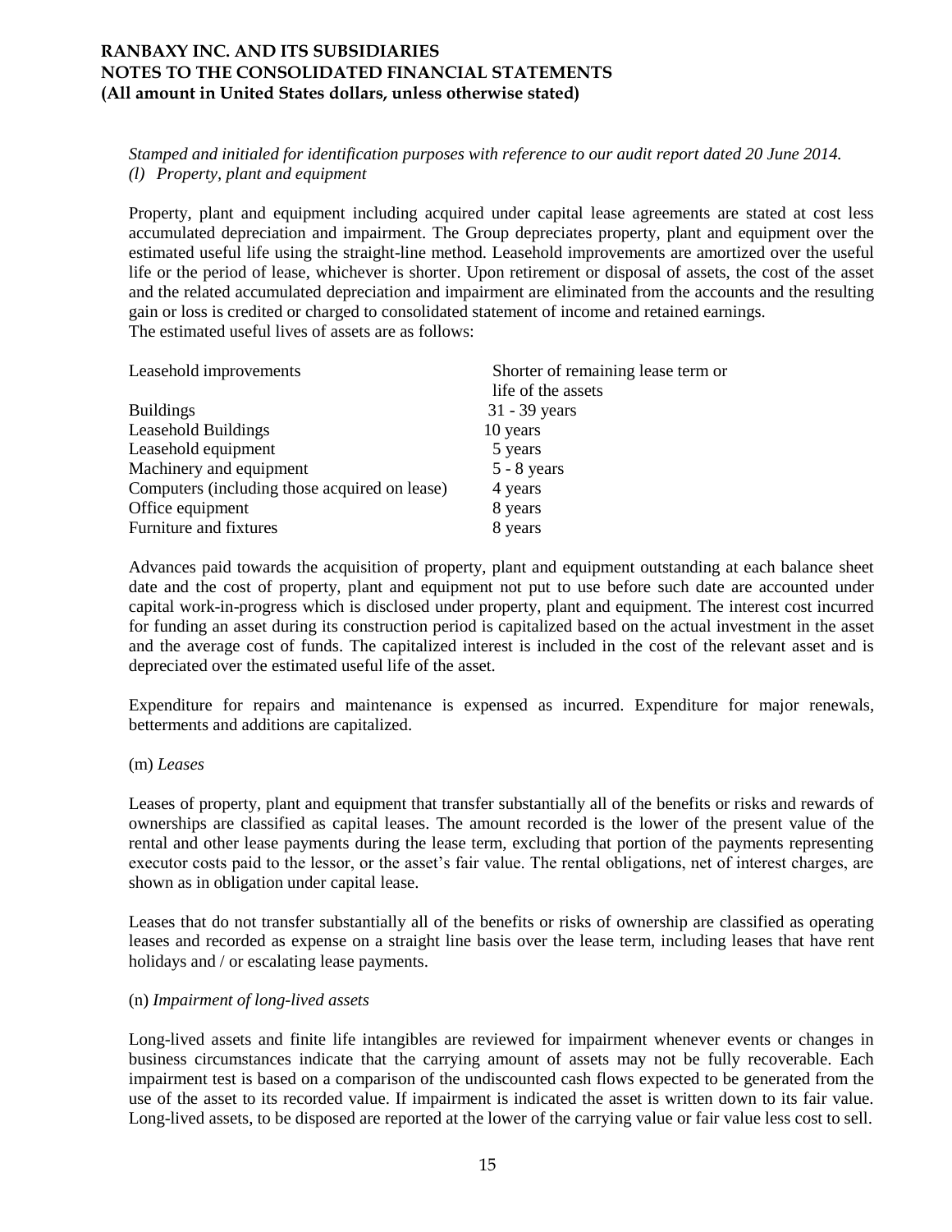*Stamped and initialed for identification purposes with reference to our audit report dated 20 June 2014.*

*(l) Property, plant and equipment*

Property, plant and equipment including acquired under capital lease agreements are stated at cost less accumulated depreciation and impairment. The Group depreciates property, plant and equipment over the estimated useful life using the straight-line method. Leasehold improvements are amortized over the useful life or the period of lease, whichever is shorter. Upon retirement or disposal of assets, the cost of the asset and the related accumulated depreciation and impairment are eliminated from the accounts and the resulting gain or loss is credited or charged to consolidated statement of income and retained earnings.
The estimated useful lives of assets are as follows:

| | |
|---|---|
| Leasehold improvements | Shorter of remaining lease term or life of the assets |
| Buildings | 31 - 39 years |
| Leasehold Buildings | 10 years |
| Leasehold equipment | 5 years |
| Machinery and equipment | 5 - 8 years |
| Computers (including those acquired on lease) | 4 years |
| Office equipment | 8 years |
| Furniture and fixtures | 8 years |

Advances paid towards the acquisition of property, plant and equipment outstanding at each balance sheet date and the cost of property, plant and equipment not put to use before such date are accounted under capital work-in-progress which is disclosed under property, plant and equipment. The interest cost incurred for funding an asset during its construction period is capitalized based on the actual investment in the asset and the average cost of funds. The capitalized interest is included in the cost of the relevant asset and is depreciated over the estimated useful life of the asset.

Expenditure for repairs and maintenance is expensed as incurred. Expenditure for major renewals, betterments and additions are capitalized.

(m) *Leases*

Leases of property, plant and equipment that transfer substantially all of the benefits or risks and rewards of ownerships are classified as capital leases. The amount recorded is the lower of the present value of the rental and other lease payments during the lease term, excluding that portion of the payments representing executor costs paid to the lessor, or the asset's fair value. The rental obligations, net of interest charges, are shown as in obligation under capital lease.

Leases that do not transfer substantially all of the benefits or risks of ownership are classified as operating leases and recorded as expense on a straight line basis over the lease term, including leases that have rent holidays and / or escalating lease payments.

(n) *Impairment of long-lived assets*

Long-lived assets and finite life intangibles are reviewed for impairment whenever events or changes in business circumstances indicate that the carrying amount of assets may not be fully recoverable. Each impairment test is based on a comparison of the undiscounted cash flows expected to be generated from the use of the asset to its recorded value. If impairment is indicated the asset is written down to its fair value. Long-lived assets, to be disposed are reported at the lower of the carrying value or fair value less cost to sell.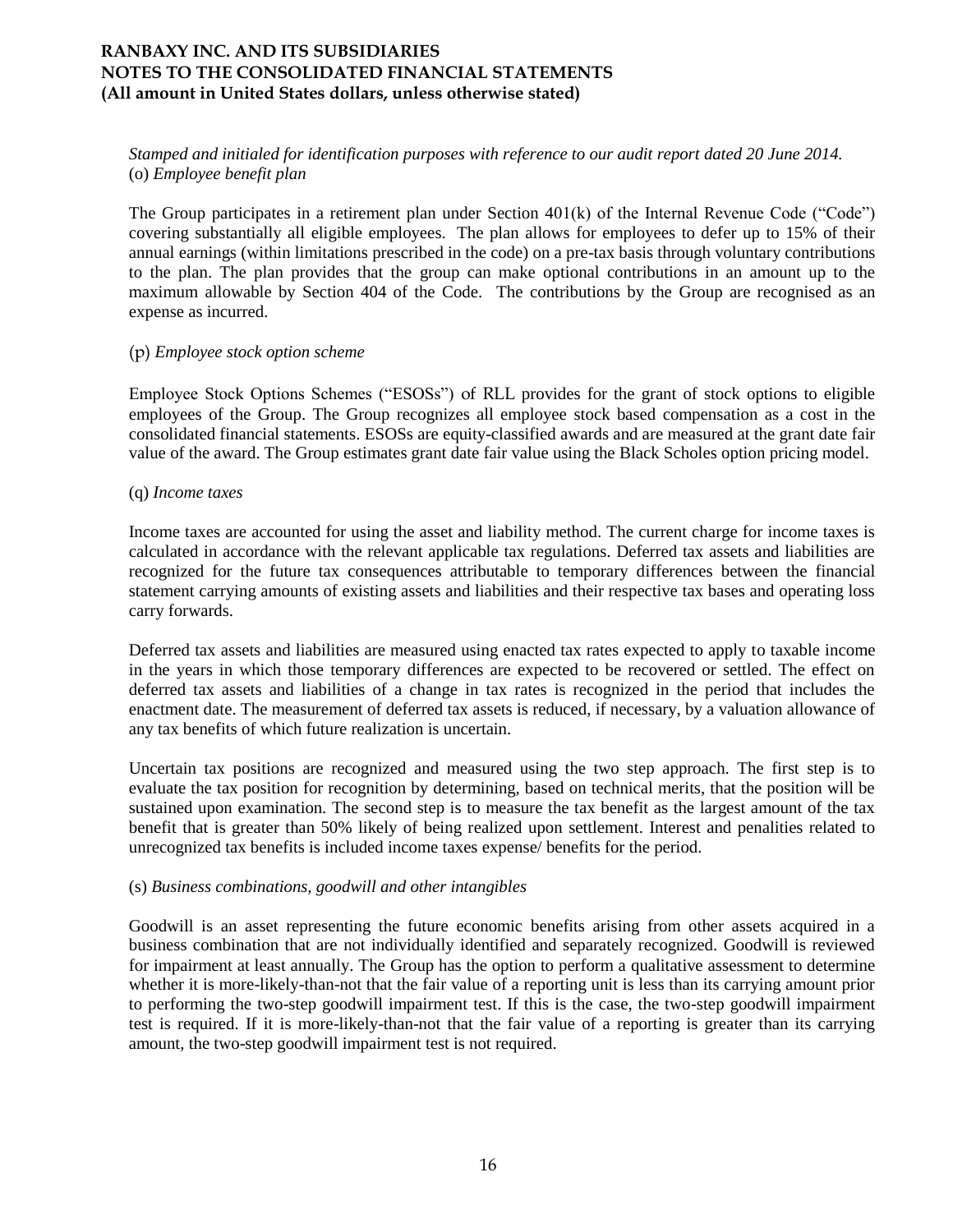*Stamped and initialed for identification purposes with reference to our audit report dated 20 June 2014.*
(o) *Employee benefit plan*

The Group participates in a retirement plan under Section 401(k) of the Internal Revenue Code ("Code") covering substantially all eligible employees. The plan allows for employees to defer up to 15% of their annual earnings (within limitations prescribed in the code) on a pre-tax basis through voluntary contributions to the plan. The plan provides that the group can make optional contributions in an amount up to the maximum allowable by Section 404 of the Code. The contributions by the Group are recognised as an expense as incurred.

(p) *Employee stock option scheme*

Employee Stock Options Schemes ("ESOSs") of RLL provides for the grant of stock options to eligible employees of the Group. The Group recognizes all employee stock based compensation as a cost in the consolidated financial statements. ESOSs are equity-classified awards and are measured at the grant date fair value of the award. The Group estimates grant date fair value using the Black Scholes option pricing model.

(q) *Income taxes*

Income taxes are accounted for using the asset and liability method. The current charge for income taxes is calculated in accordance with the relevant applicable tax regulations. Deferred tax assets and liabilities are recognized for the future tax consequences attributable to temporary differences between the financial statement carrying amounts of existing assets and liabilities and their respective tax bases and operating loss carry forwards.

Deferred tax assets and liabilities are measured using enacted tax rates expected to apply to taxable income in the years in which those temporary differences are expected to be recovered or settled. The effect on deferred tax assets and liabilities of a change in tax rates is recognized in the period that includes the enactment date. The measurement of deferred tax assets is reduced, if necessary, by a valuation allowance of any tax benefits of which future realization is uncertain.

Uncertain tax positions are recognized and measured using the two step approach. The first step is to evaluate the tax position for recognition by determining, based on technical merits, that the position will be sustained upon examination. The second step is to measure the tax benefit as the largest amount of the tax benefit that is greater than 50% likely of being realized upon settlement. Interest and penalities related to unrecognized tax benefits is included income taxes expense/ benefits for the period.

(s) *Business combinations, goodwill and other intangibles*

Goodwill is an asset representing the future economic benefits arising from other assets acquired in a business combination that are not individually identified and separately recognized. Goodwill is reviewed for impairment at least annually. The Group has the option to perform a qualitative assessment to determine whether it is more-likely-than-not that the fair value of a reporting unit is less than its carrying amount prior to performing the two-step goodwill impairment test. If this is the case, the two-step goodwill impairment test is required. If it is more-likely-than-not that the fair value of a reporting is greater than its carrying amount, the two-step goodwill impairment test is not required.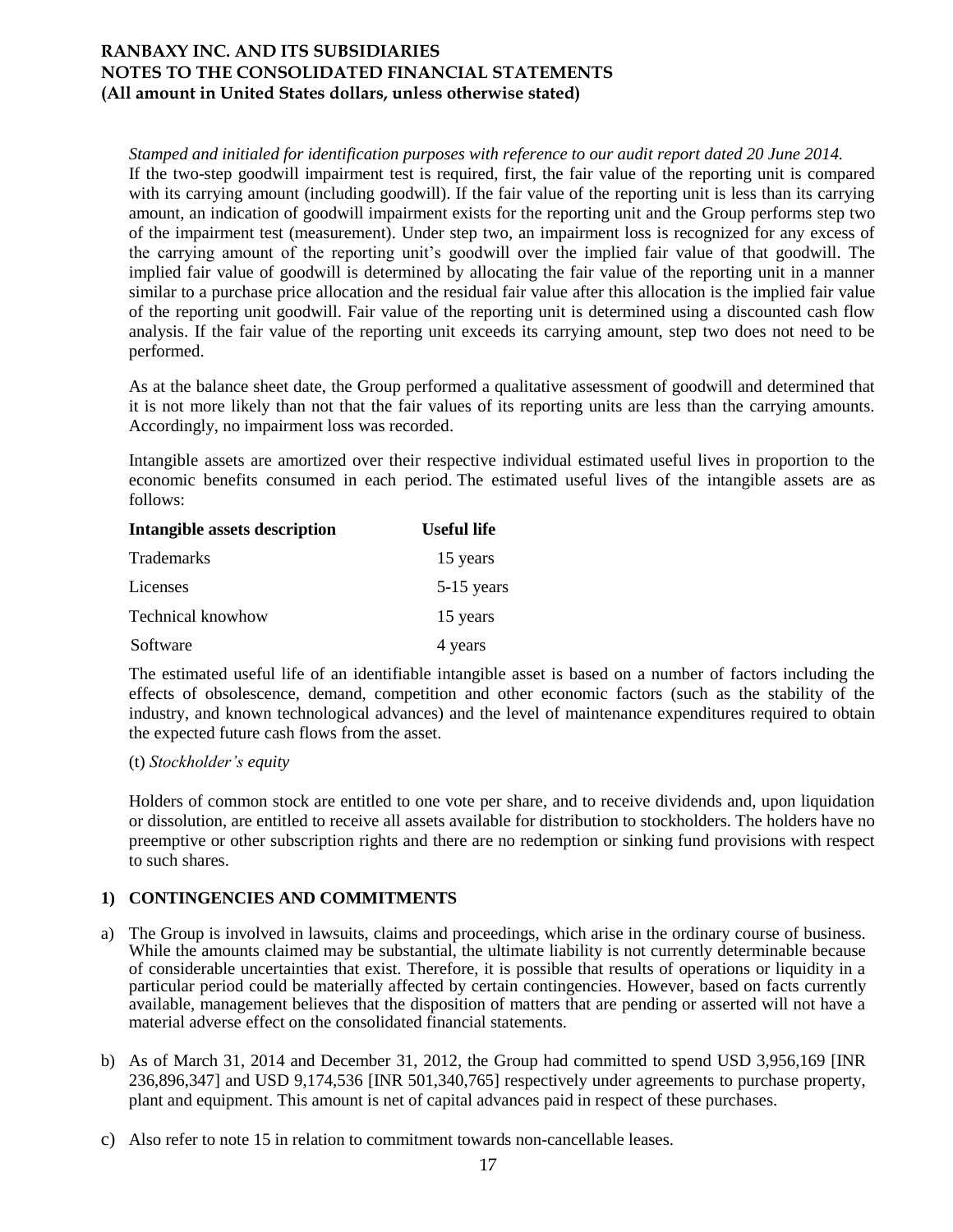*Stamped and initialed for identification purposes with reference to our audit report dated 20 June 2014.*

If the two-step goodwill impairment test is required, first, the fair value of the reporting unit is compared with its carrying amount (including goodwill). If the fair value of the reporting unit is less than its carrying amount, an indication of goodwill impairment exists for the reporting unit and the Group performs step two of the impairment test (measurement). Under step two, an impairment loss is recognized for any excess of the carrying amount of the reporting unit's goodwill over the implied fair value of that goodwill. The implied fair value of goodwill is determined by allocating the fair value of the reporting unit in a manner similar to a purchase price allocation and the residual fair value after this allocation is the implied fair value of the reporting unit goodwill. Fair value of the reporting unit is determined using a discounted cash flow analysis. If the fair value of the reporting unit exceeds its carrying amount, step two does not need to be performed.

As at the balance sheet date, the Group performed a qualitative assessment of goodwill and determined that it is not more likely than not that the fair values of its reporting units are less than the carrying amounts. Accordingly, no impairment loss was recorded.

Intangible assets are amortized over their respective individual estimated useful lives in proportion to the economic benefits consumed in each period. The estimated useful lives of the intangible assets are as follows:

| **Intangible assets description** | **Useful life** |
|---|---|
| Trademarks | 15 years |
| Licenses | 5-15 years |
| Technical knowhow | 15 years |
| Software | 4 years |

The estimated useful life of an identifiable intangible asset is based on a number of factors including the effects of obsolescence, demand, competition and other economic factors (such as the stability of the industry, and known technological advances) and the level of maintenance expenditures required to obtain the expected future cash flows from the asset.

(t) *Stockholder's equity*

Holders of common stock are entitled to one vote per share, and to receive dividends and, upon liquidation or dissolution, are entitled to receive all assets available for distribution to stockholders. The holders have no preemptive or other subscription rights and there are no redemption or sinking fund provisions with respect to such shares.

## 1) CONTINGENCIES AND COMMITMENTS

a) The Group is involved in lawsuits, claims and proceedings, which arise in the ordinary course of business. While the amounts claimed may be substantial, the ultimate liability is not currently determinable because of considerable uncertainties that exist. Therefore, it is possible that results of operations or liquidity in a particular period could be materially affected by certain contingencies. However, based on facts currently available, management believes that the disposition of matters that are pending or asserted will not have a material adverse effect on the consolidated financial statements.

b) As of March 31, 2014 and December 31, 2012, the Group had committed to spend USD 3,956,169 [INR 236,896,347] and USD 9,174,536 [INR 501,340,765] respectively under agreements to purchase property, plant and equipment. This amount is net of capital advances paid in respect of these purchases.

c) Also refer to note 15 in relation to commitment towards non-cancellable leases.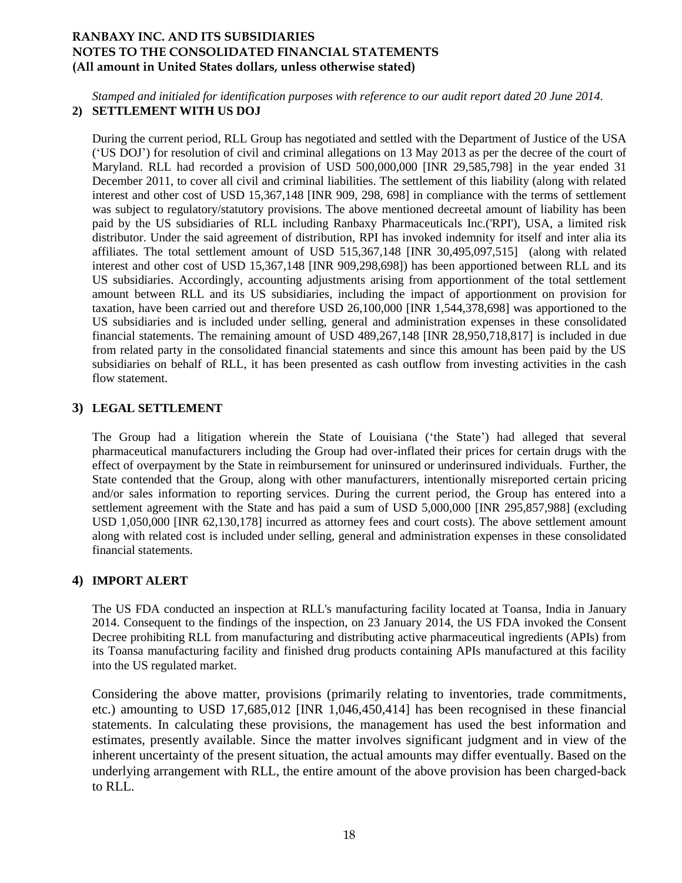*Stamped and initialed for identification purposes with reference to our audit report dated 20 June 2014.*

## 2) SETTLEMENT WITH US DOJ

During the current period, RLL Group has negotiated and settled with the Department of Justice of the USA ('US DOJ') for resolution of civil and criminal allegations on 13 May 2013 as per the decree of the court of Maryland. RLL had recorded a provision of USD 500,000,000 [INR 29,585,798] in the year ended 31 December 2011, to cover all civil and criminal liabilities. The settlement of this liability (along with related interest and other cost of USD 15,367,148 [INR 909, 298, 698] in compliance with the terms of settlement was subject to regulatory/statutory provisions. The above mentioned decreetal amount of liability has been paid by the US subsidiaries of RLL including Ranbaxy Pharmaceuticals Inc.('RPI'), USA, a limited risk distributor. Under the said agreement of distribution, RPI has invoked indemnity for itself and inter alia its affiliates. The total settlement amount of USD 515,367,148 [INR 30,495,097,515] (along with related interest and other cost of USD 15,367,148 [INR 909,298,698]) has been apportioned between RLL and its US subsidiaries. Accordingly, accounting adjustments arising from apportionment of the total settlement amount between RLL and its US subsidiaries, including the impact of apportionment on provision for taxation, have been carried out and therefore USD 26,100,000 [INR 1,544,378,698] was apportioned to the US subsidiaries and is included under selling, general and administration expenses in these consolidated financial statements. The remaining amount of USD 489,267,148 [INR 28,950,718,817] is included in due from related party in the consolidated financial statements and since this amount has been paid by the US subsidiaries on behalf of RLL, it has been presented as cash outflow from investing activities in the cash flow statement.

## 3) LEGAL SETTLEMENT

The Group had a litigation wherein the State of Louisiana ('the State') had alleged that several pharmaceutical manufacturers including the Group had over-inflated their prices for certain drugs with the effect of overpayment by the State in reimbursement for uninsured or underinsured individuals. Further, the State contended that the Group, along with other manufacturers, intentionally misreported certain pricing and/or sales information to reporting services. During the current period, the Group has entered into a settlement agreement with the State and has paid a sum of USD 5,000,000 [INR 295,857,988] (excluding USD 1,050,000 [INR 62,130,178] incurred as attorney fees and court costs). The above settlement amount along with related cost is included under selling, general and administration expenses in these consolidated financial statements.

## 4) IMPORT ALERT

The US FDA conducted an inspection at RLL's manufacturing facility located at Toansa, India in January 2014. Consequent to the findings of the inspection, on 23 January 2014, the US FDA invoked the Consent Decree prohibiting RLL from manufacturing and distributing active pharmaceutical ingredients (APIs) from its Toansa manufacturing facility and finished drug products containing APIs manufactured at this facility into the US regulated market.

Considering the above matter, provisions (primarily relating to inventories, trade commitments, etc.) amounting to USD 17,685,012 [INR 1,046,450,414] has been recognised in these financial statements. In calculating these provisions, the management has used the best information and estimates, presently available. Since the matter involves significant judgment and in view of the inherent uncertainty of the present situation, the actual amounts may differ eventually. Based on the underlying arrangement with RLL, the entire amount of the above provision has been charged-back to RLL.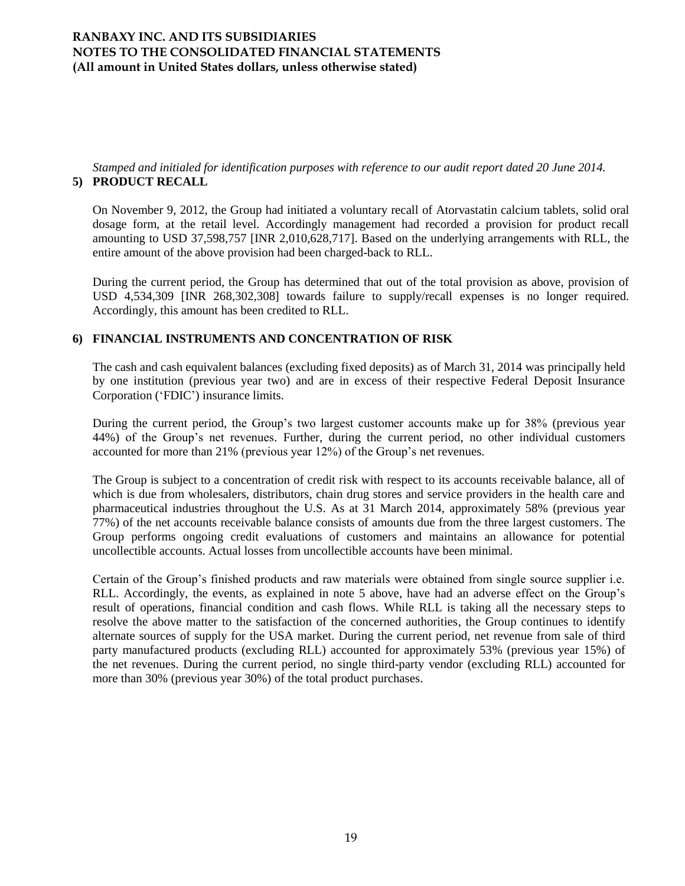*Stamped and initialed for identification purposes with reference to our audit report dated 20 June 2014.*

## 5) PRODUCT RECALL

On November 9, 2012, the Group had initiated a voluntary recall of Atorvastatin calcium tablets, solid oral dosage form, at the retail level. Accordingly management had recorded a provision for product recall amounting to USD 37,598,757 [INR 2,010,628,717]. Based on the underlying arrangements with RLL, the entire amount of the above provision had been charged-back to RLL.

During the current period, the Group has determined that out of the total provision as above, provision of USD 4,534,309 [INR 268,302,308] towards failure to supply/recall expenses is no longer required. Accordingly, this amount has been credited to RLL.

## 6) FINANCIAL INSTRUMENTS AND CONCENTRATION OF RISK

The cash and cash equivalent balances (excluding fixed deposits) as of March 31, 2014 was principally held by one institution (previous year two) and are in excess of their respective Federal Deposit Insurance Corporation ('FDIC') insurance limits.

During the current period, the Group's two largest customer accounts make up for 38% (previous year 44%) of the Group's net revenues. Further, during the current period, no other individual customers accounted for more than 21% (previous year 12%) of the Group's net revenues.

The Group is subject to a concentration of credit risk with respect to its accounts receivable balance, all of which is due from wholesalers, distributors, chain drug stores and service providers in the health care and pharmaceutical industries throughout the U.S. As at 31 March 2014, approximately 58% (previous year 77%) of the net accounts receivable balance consists of amounts due from the three largest customers. The Group performs ongoing credit evaluations of customers and maintains an allowance for potential uncollectible accounts. Actual losses from uncollectible accounts have been minimal.

Certain of the Group's finished products and raw materials were obtained from single source supplier i.e. RLL. Accordingly, the events, as explained in note 5 above, have had an adverse effect on the Group's result of operations, financial condition and cash flows. While RLL is taking all the necessary steps to resolve the above matter to the satisfaction of the concerned authorities, the Group continues to identify alternate sources of supply for the USA market. During the current period, net revenue from sale of third party manufactured products (excluding RLL) accounted for approximately 53% (previous year 15%) of the net revenues. During the current period, no single third-party vendor (excluding RLL) accounted for more than 30% (previous year 30%) of the total product purchases.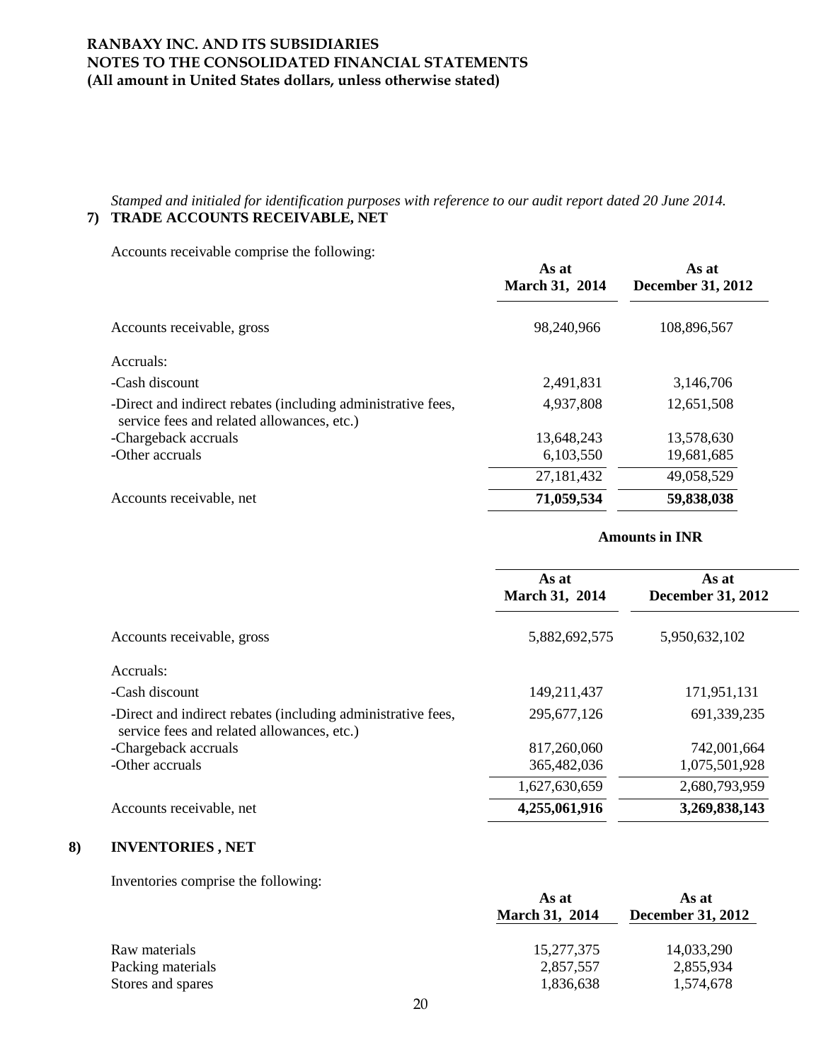*Stamped and initialed for identification purposes with reference to our audit report dated 20 June 2014.*

## 7) TRADE ACCOUNTS RECEIVABLE, NET

Accounts receivable comprise the following:

| | As at March 31, 2014 | As at December 31, 2012 |
|---|---|---|
| Accounts receivable, gross | 98,240,966 | 108,896,567 |
| Accruals: | | |
| -Cash discount | 2,491,831 | 3,146,706 |
| -Direct and indirect rebates (including administrative fees, service fees and related allowances, etc.) | 4,937,808 | 12,651,508 |
| -Chargeback accruals | 13,648,243 | 13,578,630 |
| -Other accruals | 6,103,550 | 19,681,685 |
| | 27,181,432 | 49,058,529 |
| Accounts receivable, net | **71,059,534** | **59,838,038** |

**Amounts in INR**

| | As at March 31, 2014 | As at December 31, 2012 |
|---|---|---|
| Accounts receivable, gross | 5,882,692,575 | 5,950,632,102 |
| Accruals: | | |
| -Cash discount | 149,211,437 | 171,951,131 |
| -Direct and indirect rebates (including administrative fees, service fees and related allowances, etc.) | 295,677,126 | 691,339,235 |
| -Chargeback accruals | 817,260,060 | 742,001,664 |
| -Other accruals | 365,482,036 | 1,075,501,928 |
| | 1,627,630,659 | 2,680,793,959 |
| Accounts receivable, net | **4,255,061,916** | **3,269,838,143** |

## 8) INVENTORIES , NET

Inventories comprise the following:

| | As at March 31, 2014 | As at December 31, 2012 |
|---|---|---|
| Raw materials | 15,277,375 | 14,033,290 |
| Packing materials | 2,857,557 | 2,855,934 |
| Stores and spares | 1,836,638 | 1,574,678 |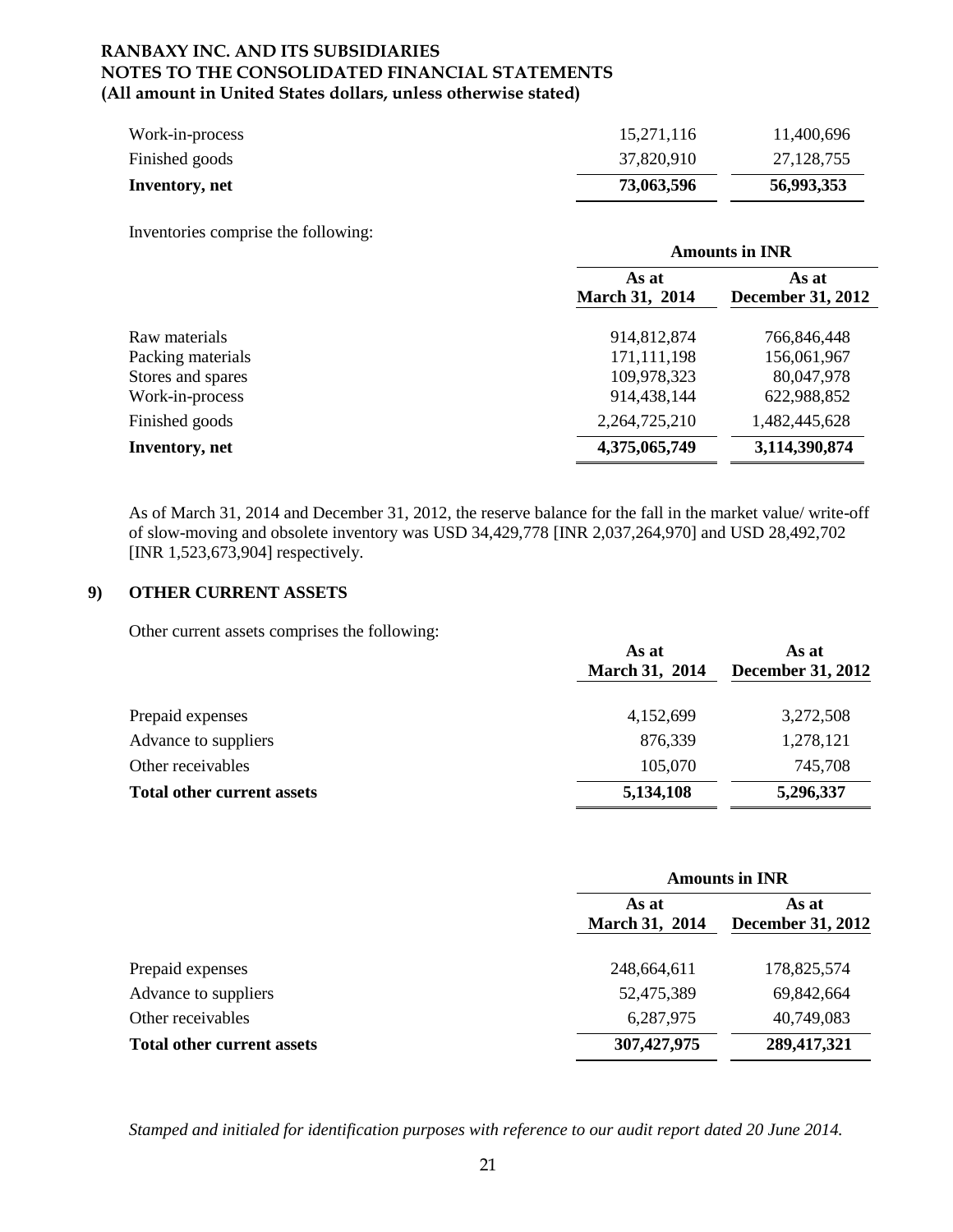| | | |
|---|---|---|
| Work-in-process | 15,271,116 | 11,400,696 |
| Finished goods | 37,820,910 | 27,128,755 |
| **Inventory, net** | **73,063,596** | **56,993,353** |

Inventories comprise the following:

| | Amounts in INR | |
|---|---|---|
| | As at March 31, 2014 | As at December 31, 2012 |
| Raw materials | 914,812,874 | 766,846,448 |
| Packing materials | 171,111,198 | 156,061,967 |
| Stores and spares | 109,978,323 | 80,047,978 |
| Work-in-process | 914,438,144 | 622,988,852 |
| Finished goods | 2,264,725,210 | 1,482,445,628 |
| **Inventory, net** | **4,375,065,749** | **3,114,390,874** |

As of March 31, 2014 and December 31, 2012, the reserve balance for the fall in the market value/ write-off of slow-moving and obsolete inventory was USD 34,429,778 [INR 2,037,264,970] and USD 28,492,702 [INR 1,523,673,904] respectively.

## 9) OTHER CURRENT ASSETS

Other current assets comprises the following:

| | As at March 31, 2014 | As at December 31, 2012 |
|---|---|---|
| Prepaid expenses | 4,152,699 | 3,272,508 |
| Advance to suppliers | 876,339 | 1,278,121 |
| Other receivables | 105,070 | 745,708 |
| **Total other current assets** | **5,134,108** | **5,296,337** |

| | Amounts in INR | |
|---|---|---|
| | As at March 31, 2014 | As at December 31, 2012 |
| Prepaid expenses | 248,664,611 | 178,825,574 |
| Advance to suppliers | 52,475,389 | 69,842,664 |
| Other receivables | 6,287,975 | 40,749,083 |
| **Total other current assets** | **307,427,975** | **289,417,321** |

*Stamped and initialed for identification purposes with reference to our audit report dated 20 June 2014.*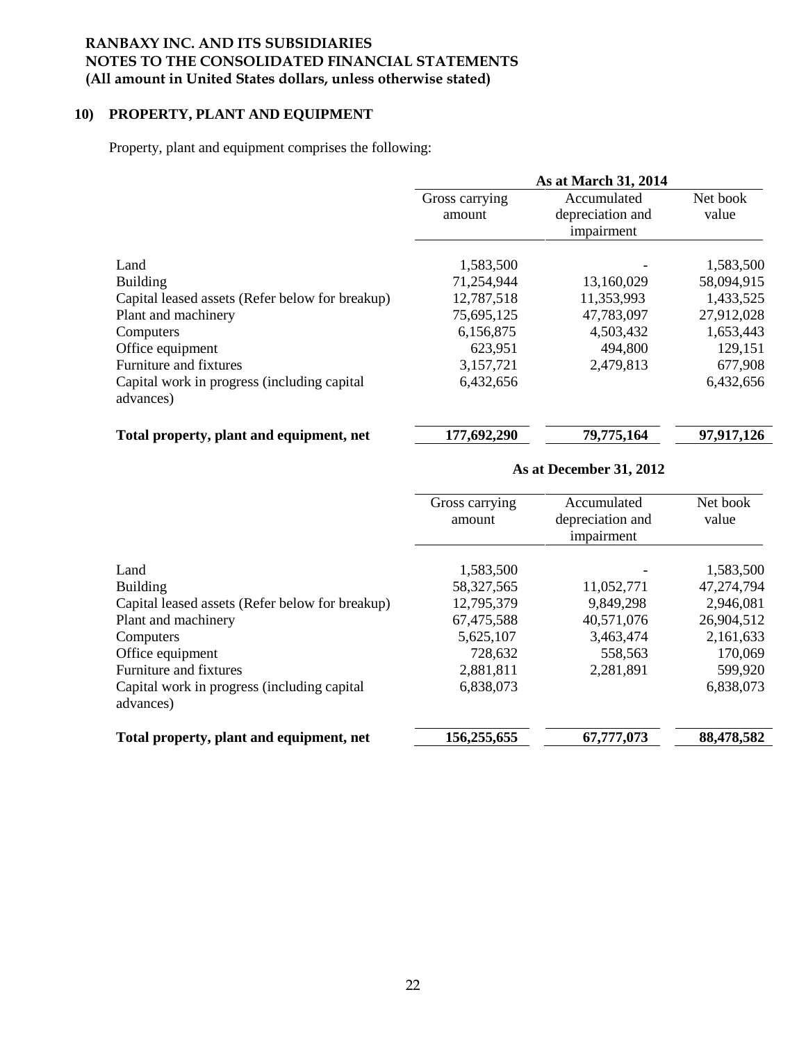**RANBAXY INC. AND ITS SUBSIDIARIES**
**NOTES TO THE CONSOLIDATED FINANCIAL STATEMENTS**
**(All amount in United States dollars, unless otherwise stated)**

## 10) PROPERTY, PLANT AND EQUIPMENT

Property, plant and equipment comprises the following:

| | **As at March 31, 2014** | | |
|---|---|---|---|
| | Gross carrying amount | Accumulated depreciation and impairment | Net book value |
| Land | 1,583,500 | - | 1,583,500 |
| Building | 71,254,944 | 13,160,029 | 58,094,915 |
| Capital leased assets (Refer below for breakup) | 12,787,518 | 11,353,993 | 1,433,525 |
| Plant and machinery | 75,695,125 | 47,783,097 | 27,912,028 |
| Computers | 6,156,875 | 4,503,432 | 1,653,443 |
| Office equipment | 623,951 | 494,800 | 129,151 |
| Furniture and fixtures | 3,157,721 | 2,479,813 | 677,908 |
| Capital work in progress (including capital advances) | 6,432,656 | | 6,432,656 |
| **Total property, plant and equipment, net** | **177,692,290** | **79,775,164** | **97,917,126** |

| | **As at December 31, 2012** | | |
|---|---|---|---|
| | Gross carrying amount | Accumulated depreciation and impairment | Net book value |
| Land | 1,583,500 | - | 1,583,500 |
| Building | 58,327,565 | 11,052,771 | 47,274,794 |
| Capital leased assets (Refer below for breakup) | 12,795,379 | 9,849,298 | 2,946,081 |
| Plant and machinery | 67,475,588 | 40,571,076 | 26,904,512 |
| Computers | 5,625,107 | 3,463,474 | 2,161,633 |
| Office equipment | 728,632 | 558,563 | 170,069 |
| Furniture and fixtures | 2,881,811 | 2,281,891 | 599,920 |
| Capital work in progress (including capital advances) | 6,838,073 | | 6,838,073 |
| **Total property, plant and equipment, net** | **156,255,655** | **67,777,073** | **88,478,582** |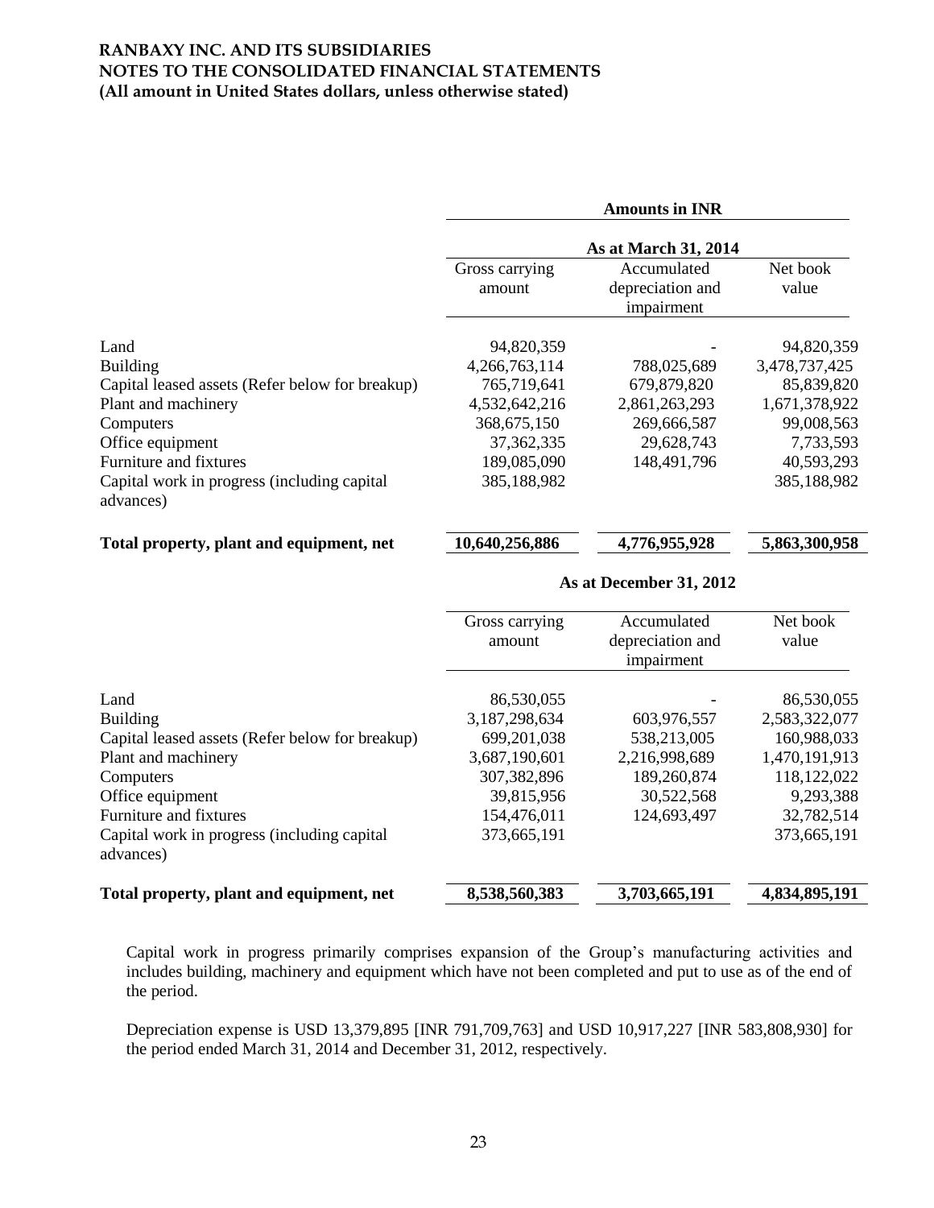# RANBAXY INC. AND ITS SUBSIDIARIES
## NOTES TO THE CONSOLIDATED FINANCIAL STATEMENTS
### (All amount in United States dollars, unless otherwise stated)

| | Amounts in INR | | |
|---|---|---|---|
| | As at March 31, 2014 | | |
| | Gross carrying amount | Accumulated depreciation and impairment | Net book value |
| Land | 94,820,359 | - | 94,820,359 |
| Building | 4,266,763,114 | 788,025,689 | 3,478,737,425 |
| Capital leased assets (Refer below for breakup) | 765,719,641 | 679,879,820 | 85,839,820 |
| Plant and machinery | 4,532,642,216 | 2,861,263,293 | 1,671,378,922 |
| Computers | 368,675,150 | 269,666,587 | 99,008,563 |
| Office equipment | 37,362,335 | 29,628,743 | 7,733,593 |
| Furniture and fixtures | 189,085,090 | 148,491,796 | 40,593,293 |
| Capital work in progress (including capital advances) | 385,188,982 | | 385,188,982 |
| **Total property, plant and equipment, net** | **10,640,256,886** | **4,776,955,928** | **5,863,300,958** |

| | As at December 31, 2012 | | |
|---|---|---|---|
| | Gross carrying amount | Accumulated depreciation and impairment | Net book value |
| Land | 86,530,055 | - | 86,530,055 |
| Building | 3,187,298,634 | 603,976,557 | 2,583,322,077 |
| Capital leased assets (Refer below for breakup) | 699,201,038 | 538,213,005 | 160,988,033 |
| Plant and machinery | 3,687,190,601 | 2,216,998,689 | 1,470,191,913 |
| Computers | 307,382,896 | 189,260,874 | 118,122,022 |
| Office equipment | 39,815,956 | 30,522,568 | 9,293,388 |
| Furniture and fixtures | 154,476,011 | 124,693,497 | 32,782,514 |
| Capital work in progress (including capital advances) | 373,665,191 | | 373,665,191 |
| **Total property, plant and equipment, net** | **8,538,560,383** | **3,703,665,191** | **4,834,895,191** |

Capital work in progress primarily comprises expansion of the Group's manufacturing activities and includes building, machinery and equipment which have not been completed and put to use as of the end of the period.

Depreciation expense is USD 13,379,895 [INR 791,709,763] and USD 10,917,227 [INR 583,808,930] for the period ended March 31, 2014 and December 31, 2012, respectively.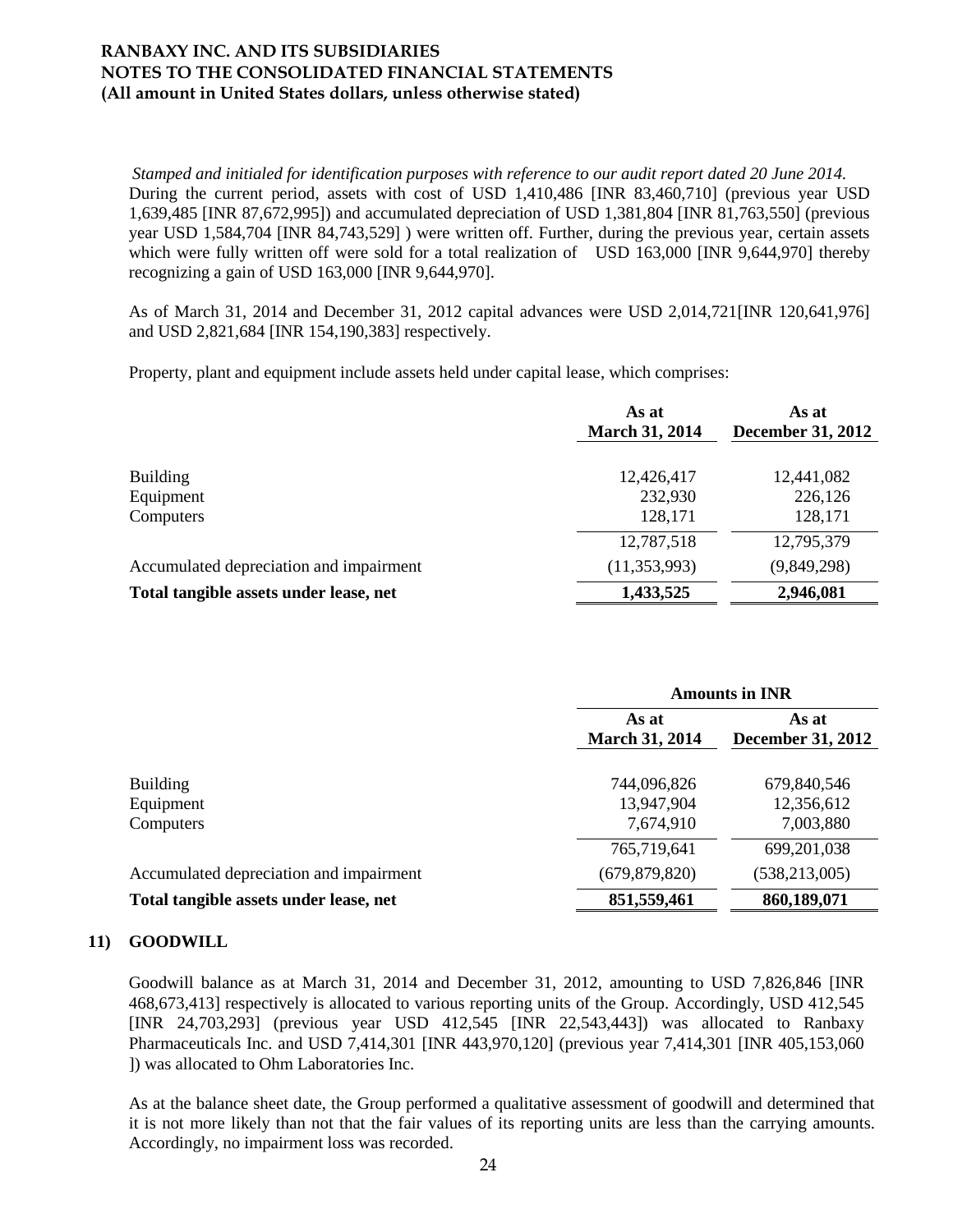*Stamped and initialed for identification purposes with reference to our audit report dated 20 June 2014.*

During the current period, assets with cost of USD 1,410,486 [INR 83,460,710] (previous year USD 1,639,485 [INR 87,672,995]) and accumulated depreciation of USD 1,381,804 [INR 81,763,550] (previous year USD 1,584,704 [INR 84,743,529] ) were written off. Further, during the previous year, certain assets which were fully written off were sold for a total realization of USD 163,000 [INR 9,644,970] thereby recognizing a gain of USD 163,000 [INR 9,644,970].

As of March 31, 2014 and December 31, 2012 capital advances were USD 2,014,721[INR 120,641,976] and USD 2,821,684 [INR 154,190,383] respectively.

Property, plant and equipment include assets held under capital lease, which comprises:

| | As at March 31, 2014 | As at December 31, 2012 |
|---|---|---|
| Building | 12,426,417 | 12,441,082 |
| Equipment | 232,930 | 226,126 |
| Computers | 128,171 | 128,171 |
| | 12,787,518 | 12,795,379 |
| Accumulated depreciation and impairment | (11,353,993) | (9,849,298) |
| **Total tangible assets under lease, net** | **1,433,525** | **2,946,081** |

| | Amounts in INR | |
|---|---|---|
| | As at March 31, 2014 | As at December 31, 2012 |
| Building | 744,096,826 | 679,840,546 |
| Equipment | 13,947,904 | 12,356,612 |
| Computers | 7,674,910 | 7,003,880 |
| | 765,719,641 | 699,201,038 |
| Accumulated depreciation and impairment | (679,879,820) | (538,213,005) |
| **Total tangible assets under lease, net** | **851,559,461** | **860,189,071** |

## 11) GOODWILL

Goodwill balance as at March 31, 2014 and December 31, 2012, amounting to USD 7,826,846 [INR 468,673,413] respectively is allocated to various reporting units of the Group. Accordingly, USD 412,545 [INR 24,703,293] (previous year USD 412,545 [INR 22,543,443]) was allocated to Ranbaxy Pharmaceuticals Inc. and USD 7,414,301 [INR 443,970,120] (previous year 7,414,301 [INR 405,153,060 ]) was allocated to Ohm Laboratories Inc.

As at the balance sheet date, the Group performed a qualitative assessment of goodwill and determined that it is not more likely than not that the fair values of its reporting units are less than the carrying amounts. Accordingly, no impairment loss was recorded.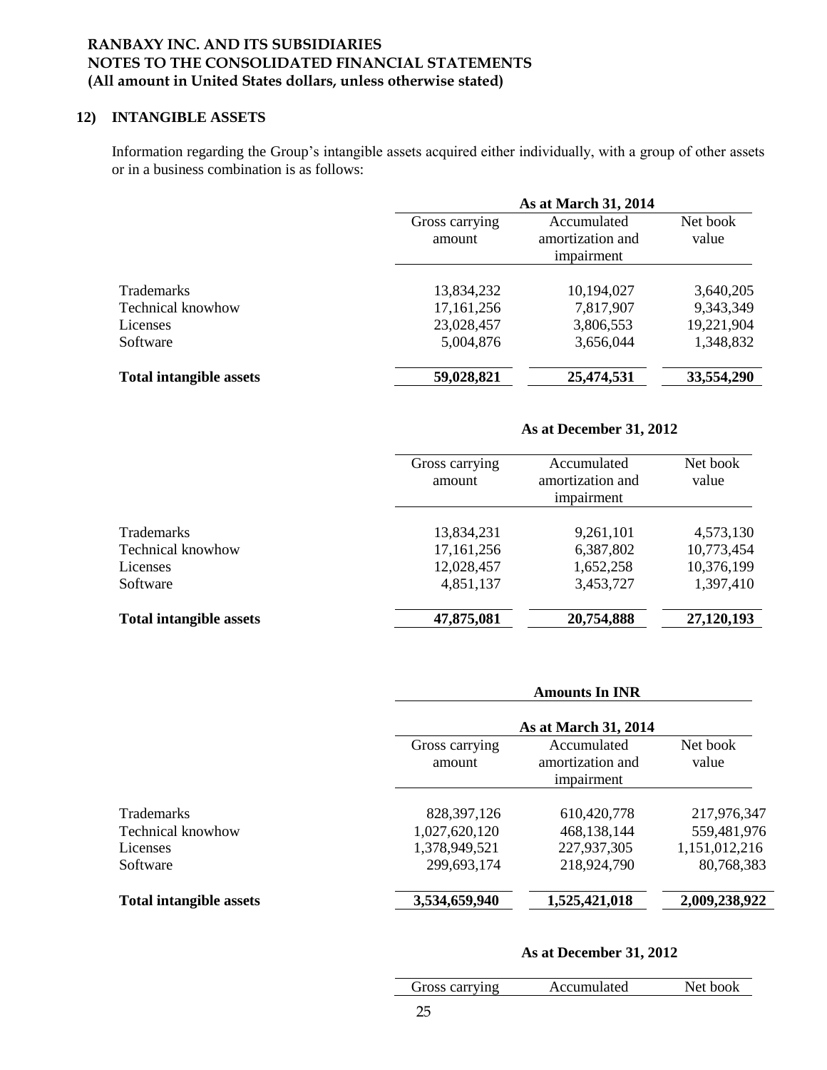**RANBAXY INC. AND ITS SUBSIDIARIES**
**NOTES TO THE CONSOLIDATED FINANCIAL STATEMENTS**
**(All amount in United States dollars, unless otherwise stated)**

## 12) INTANGIBLE ASSETS

Information regarding the Group's intangible assets acquired either individually, with a group of other assets or in a business combination is as follows:

| | As at March 31, 2014 | | |
|---|---|---|---|
| | Gross carrying amount | Accumulated amortization and impairment | Net book value |
| Trademarks | 13,834,232 | 10,194,027 | 3,640,205 |
| Technical knowhow | 17,161,256 | 7,817,907 | 9,343,349 |
| Licenses | 23,028,457 | 3,806,553 | 19,221,904 |
| Software | 5,004,876 | 3,656,044 | 1,348,832 |
| **Total intangible assets** | **59,028,821** | **25,474,531** | **33,554,290** |

| | As at December 31, 2012 | | |
|---|---|---|---|
| | Gross carrying amount | Accumulated amortization and impairment | Net book value |
| Trademarks | 13,834,231 | 9,261,101 | 4,573,130 |
| Technical knowhow | 17,161,256 | 6,387,802 | 10,773,454 |
| Licenses | 12,028,457 | 1,652,258 | 10,376,199 |
| Software | 4,851,137 | 3,453,727 | 1,397,410 |
| **Total intangible assets** | **47,875,081** | **20,754,888** | **27,120,193** |

| | Amounts In INR | | |
|---|---|---|---|
| | As at March 31, 2014 | | |
| | Gross carrying amount | Accumulated amortization and impairment | Net book value |
| Trademarks | 828,397,126 | 610,420,778 | 217,976,347 |
| Technical knowhow | 1,027,620,120 | 468,138,144 | 559,481,976 |
| Licenses | 1,378,949,521 | 227,937,305 | 1,151,012,216 |
| Software | 299,693,174 | 218,924,790 | 80,768,383 |
| **Total intangible assets** | **3,534,659,940** | **1,525,421,018** | **2,009,238,922** |

| | As at December 31, 2012 | | |
|---|---|---|---|
| | Gross carrying | Accumulated | Net book |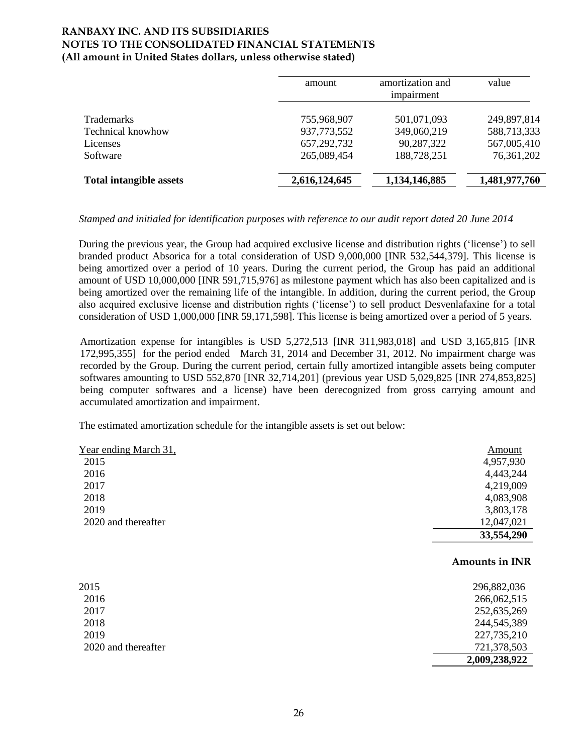| | amount | amortization and impairment | value |
|---|---|---|---|
| Trademarks | 755,968,907 | 501,071,093 | 249,897,814 |
| Technical knowhow | 937,773,552 | 349,060,219 | 588,713,333 |
| Licenses | 657,292,732 | 90,287,322 | 567,005,410 |
| Software | 265,089,454 | 188,728,251 | 76,361,202 |
| **Total intangible assets** | **2,616,124,645** | **1,134,146,885** | **1,481,977,760** |

*Stamped and initialed for identification purposes with reference to our audit report dated 20 June 2014*

During the previous year, the Group had acquired exclusive license and distribution rights ('license') to sell branded product Absorica for a total consideration of USD 9,000,000 [INR 532,544,379]. This license is being amortized over a period of 10 years. During the current period, the Group has paid an additional amount of USD 10,000,000 [INR 591,715,976] as milestone payment which has also been capitalized and is being amortized over the remaining life of the intangible. In addition, during the current period, the Group also acquired exclusive license and distribution rights ('license') to sell product Desvenlafaxine for a total consideration of USD 1,000,000 [INR 59,171,598]. This license is being amortized over a period of 5 years.

Amortization expense for intangibles is USD 5,272,513 [INR 311,983,018] and USD 3,165,815 [INR 172,995,355] for the period ended March 31, 2014 and December 31, 2012. No impairment charge was recorded by the Group. During the current period, certain fully amortized intangible assets being computer softwares amounting to USD 552,870 [INR 32,714,201] (previous year USD 5,029,825 [INR 274,853,825] being computer softwares and a license) have been derecognized from gross carrying amount and accumulated amortization and impairment.

The estimated amortization schedule for the intangible assets is set out below:

| Year ending March 31, | Amount |
|---|---|
| 2015 | 4,957,930 |
| 2016 | 4,443,244 |
| 2017 | 4,219,009 |
| 2018 | 4,083,908 |
| 2019 | 3,803,178 |
| 2020 and thereafter | 12,047,021 |
| | **33,554,290** |

| | **Amounts in INR** |
|---|---|
| 2015 | 296,882,036 |
| 2016 | 266,062,515 |
| 2017 | 252,635,269 |
| 2018 | 244,545,389 |
| 2019 | 227,735,210 |
| 2020 and thereafter | 721,378,503 |
| | **2,009,238,922** |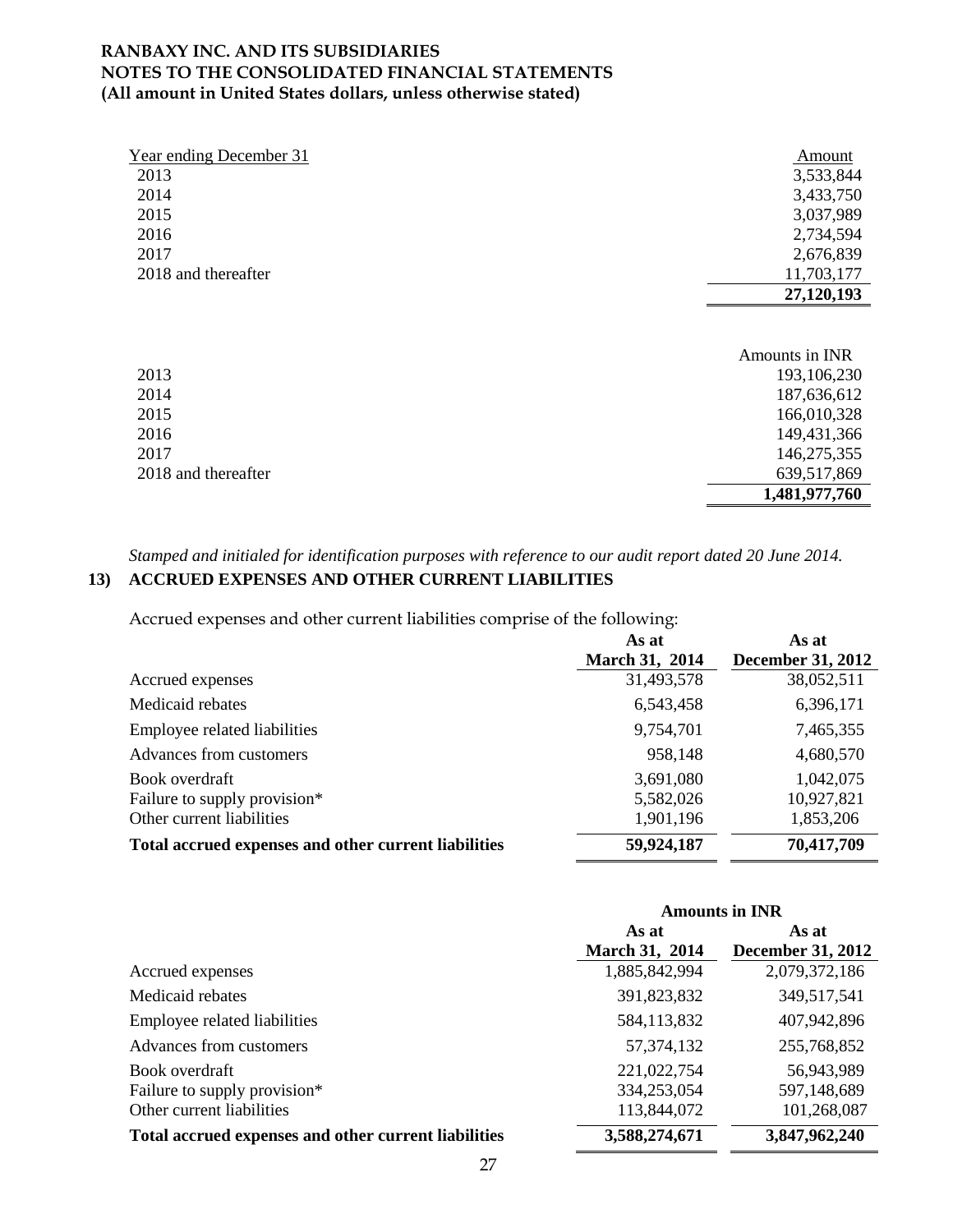**RANBAXY INC. AND ITS SUBSIDIARIES**
**NOTES TO THE CONSOLIDATED FINANCIAL STATEMENTS**
**(All amount in United States dollars, unless otherwise stated)**

| Year ending December 31 | Amount |
|---|---|
| 2013 | 3,533,844 |
| 2014 | 3,433,750 |
| 2015 | 3,037,989 |
| 2016 | 2,734,594 |
| 2017 | 2,676,839 |
| 2018 and thereafter | 11,703,177 |
| | **27,120,193** |

| | Amounts in INR |
|---|---|
| 2013 | 193,106,230 |
| 2014 | 187,636,612 |
| 2015 | 166,010,328 |
| 2016 | 149,431,366 |
| 2017 | 146,275,355 |
| 2018 and thereafter | 639,517,869 |
| | **1,481,977,760** |

*Stamped and initialed for identification purposes with reference to our audit report dated 20 June 2014.*

## 13) ACCRUED EXPENSES AND OTHER CURRENT LIABILITIES

Accrued expenses and other current liabilities comprise of the following:

| | As at March 31, 2014 | As at December 31, 2012 |
|---|---|---|
| Accrued expenses | 31,493,578 | 38,052,511 |
| Medicaid rebates | 6,543,458 | 6,396,171 |
| Employee related liabilities | 9,754,701 | 7,465,355 |
| Advances from customers | 958,148 | 4,680,570 |
| Book overdraft | 3,691,080 | 1,042,075 |
| Failure to supply provision* | 5,582,026 | 10,927,821 |
| Other current liabilities | 1,901,196 | 1,853,206 |
| **Total accrued expenses and other current liabilities** | **59,924,187** | **70,417,709** |

| | **Amounts in INR** | |
|---|---|---|
| | As at March 31, 2014 | As at December 31, 2012 |
| Accrued expenses | 1,885,842,994 | 2,079,372,186 |
| Medicaid rebates | 391,823,832 | 349,517,541 |
| Employee related liabilities | 584,113,832 | 407,942,896 |
| Advances from customers | 57,374,132 | 255,768,852 |
| Book overdraft | 221,022,754 | 56,943,989 |
| Failure to supply provision* | 334,253,054 | 597,148,689 |
| Other current liabilities | 113,844,072 | 101,268,087 |
| **Total accrued expenses and other current liabilities** | **3,588,274,671** | **3,847,962,240** |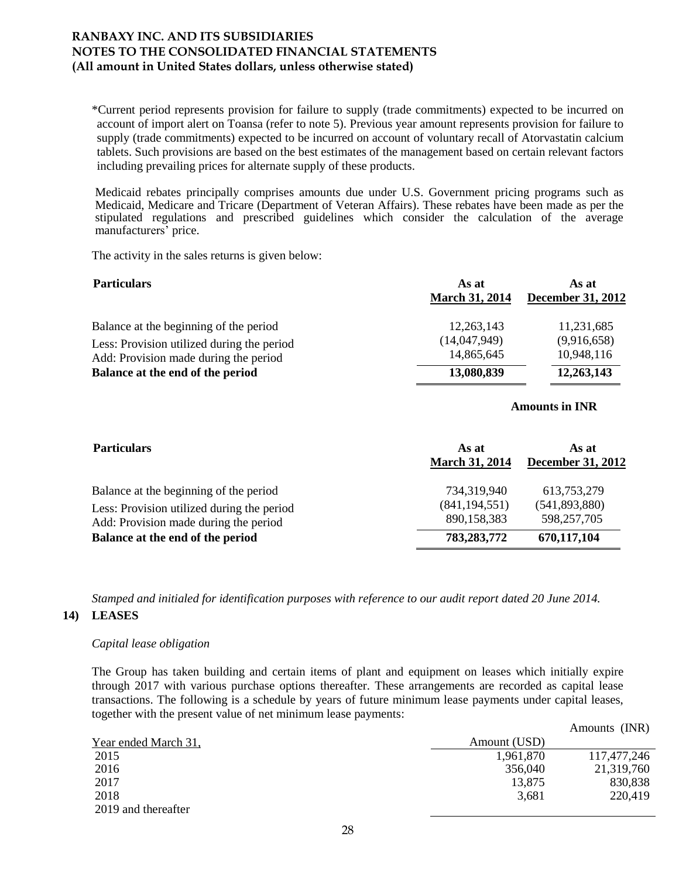*Current period represents provision for failure to supply (trade commitments) expected to be incurred on account of import alert on Toansa (refer to note 5). Previous year amount represents provision for failure to supply (trade commitments) expected to be incurred on account of voluntary recall of Atorvastatin calcium tablets. Such provisions are based on the best estimates of the management based on certain relevant factors including prevailing prices for alternate supply of these products.

Medicaid rebates principally comprises amounts due under U.S. Government pricing programs such as Medicaid, Medicare and Tricare (Department of Veteran Affairs). These rebates have been made as per the stipulated regulations and prescribed guidelines which consider the calculation of the average manufacturers' price.

The activity in the sales returns is given below:

| **Particulars** | **As at March 31, 2014** | **As at December 31, 2012** |
|---|---|---|
| Balance at the beginning of the period | 12,263,143 | 11,231,685 |
| Less: Provision utilized during the period | (14,047,949) | (9,916,658) |
| Add: Provision made during the period | 14,865,645 | 10,948,116 |
| **Balance at the end of the period** | **13,080,839** | **12,263,143** |

**Amounts in INR**

| **Particulars** | **As at March 31, 2014** | **As at December 31, 2012** |
|---|---|---|
| Balance at the beginning of the period | 734,319,940 | 613,753,279 |
| Less: Provision utilized during the period | (841,194,551) | (541,893,880) |
| Add: Provision made during the period | 890,158,383 | 598,257,705 |
| **Balance at the end of the period** | **783,283,772** | **670,117,104** |

*Stamped and initialed for identification purposes with reference to our audit report dated 20 June 2014.*

## 14) LEASES

*Capital lease obligation*

The Group has taken building and certain items of plant and equipment on leases which initially expire through 2017 with various purchase options thereafter. These arrangements are recorded as capital lease transactions. The following is a schedule by years of future minimum lease payments under capital leases, together with the present value of net minimum lease payments:

| Year ended March 31, | Amount (USD) | Amounts (INR) |
|---|---|---|
| 2015 | 1,961,870 | 117,477,246 |
| 2016 | 356,040 | 21,319,760 |
| 2017 | 13,875 | 830,838 |
| 2018 | 3,681 | 220,419 |
| 2019 and thereafter | | |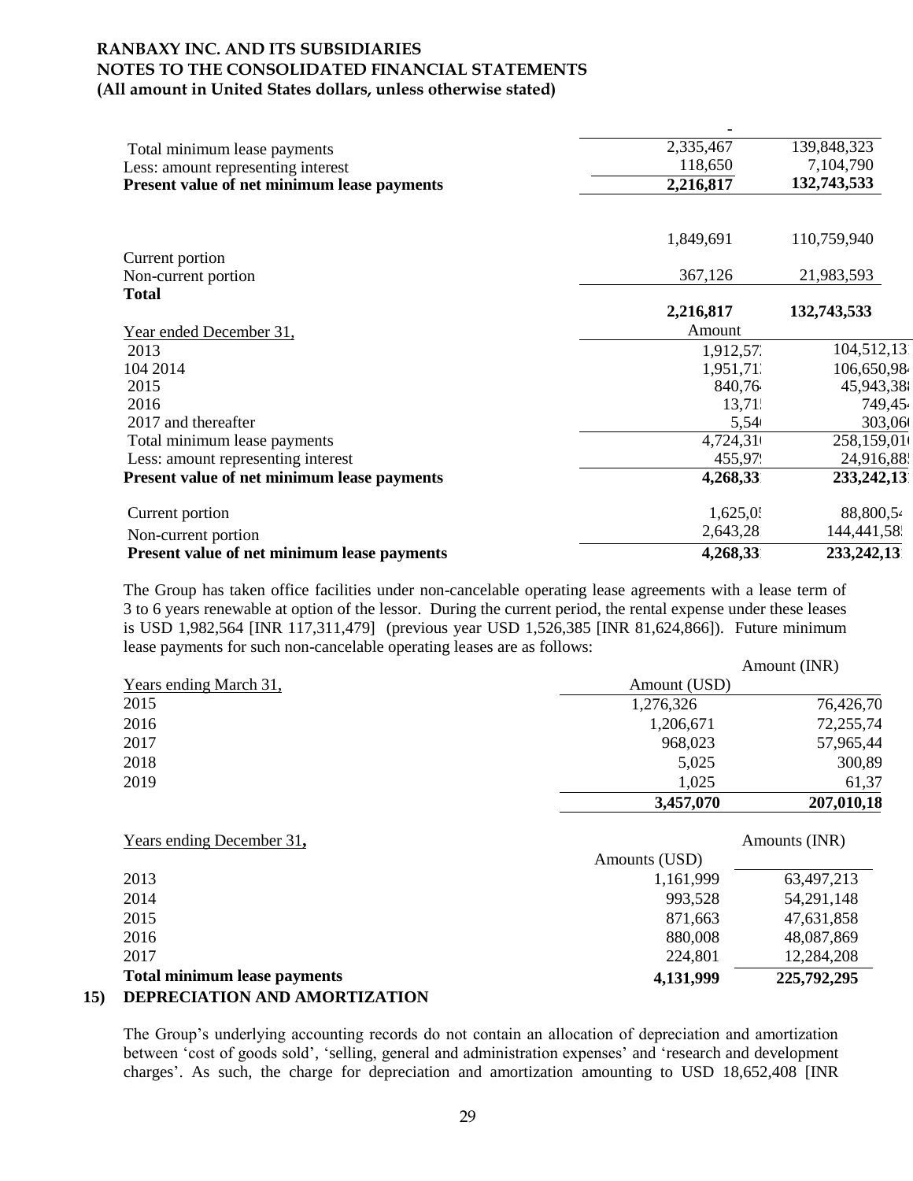# RANBAXY INC. AND ITS SUBSIDIARIES
## NOTES TO THE CONSOLIDATED FINANCIAL STATEMENTS
**(All amount in United States dollars, unless otherwise stated)**

| | | |
|---|---|---|
| | - | |
| Total minimum lease payments | 2,335,467 | 139,848,323 |
| Less: amount representing interest | 118,650 | 7,104,790 |
| **Present value of net minimum lease payments** | **2,216,817** | **132,743,533** |
| | | |
| Current portion | 1,849,691 | 110,759,940 |
| Non-current portion | 367,126 | 21,983,593 |
| **Total** | **2,216,817** | **132,743,533** |

| Year ended December 31, | Amount | |
|---|---|---|
| 2013 | 1,912,57 | 104,512,13 |
| 104 2014 | 1,951,71 | 106,650,98 |
| 2015 | 840,76 | 45,943,38 |
| 2016 | 13,71 | 749,45 |
| 2017 and thereafter | 5,54 | 303,06 |
| Total minimum lease payments | 4,724,31 | 258,159,01 |
| Less: amount representing interest | 455,97 | 24,916,88 |
| **Present value of net minimum lease payments** | **4,268,33** | **233,242,13** |
| Current portion | 1,625,0 | 88,800,5 |
| Non-current portion | 2,643,28 | 144,441,58 |
| **Present value of net minimum lease payments** | **4,268,33** | **233,242,13** |

The Group has taken office facilities under non-cancelable operating lease agreements with a lease term of 3 to 6 years renewable at option of the lessor. During the current period, the rental expense under these leases is USD 1,982,564 [INR 117,311,479] (previous year USD 1,526,385 [INR 81,624,866]). Future minimum lease payments for such non-cancelable operating leases are as follows:

| Years ending March 31, | Amount (USD) | Amount (INR) |
|---|---|---|
| 2015 | 1,276,326 | 76,426,70 |
| 2016 | 1,206,671 | 72,255,74 |
| 2017 | 968,023 | 57,965,44 |
| 2018 | 5,025 | 300,89 |
| 2019 | 1,025 | 61,37 |
| | **3,457,070** | **207,010,18** |

| Years ending December 31**,** | Amounts (USD) | Amounts (INR) |
|---|---|---|
| 2013 | 1,161,999 | 63,497,213 |
| 2014 | 993,528 | 54,291,148 |
| 2015 | 871,663 | 47,631,858 |
| 2016 | 880,008 | 48,087,869 |
| 2017 | 224,801 | 12,284,208 |
| **Total minimum lease payments** | **4,131,999** | **225,792,295** |

## 15) DEPRECIATION AND AMORTIZATION

The Group's underlying accounting records do not contain an allocation of depreciation and amortization between 'cost of goods sold', 'selling, general and administration expenses' and 'research and development charges'. As such, the charge for depreciation and amortization amounting to USD 18,652,408 [INR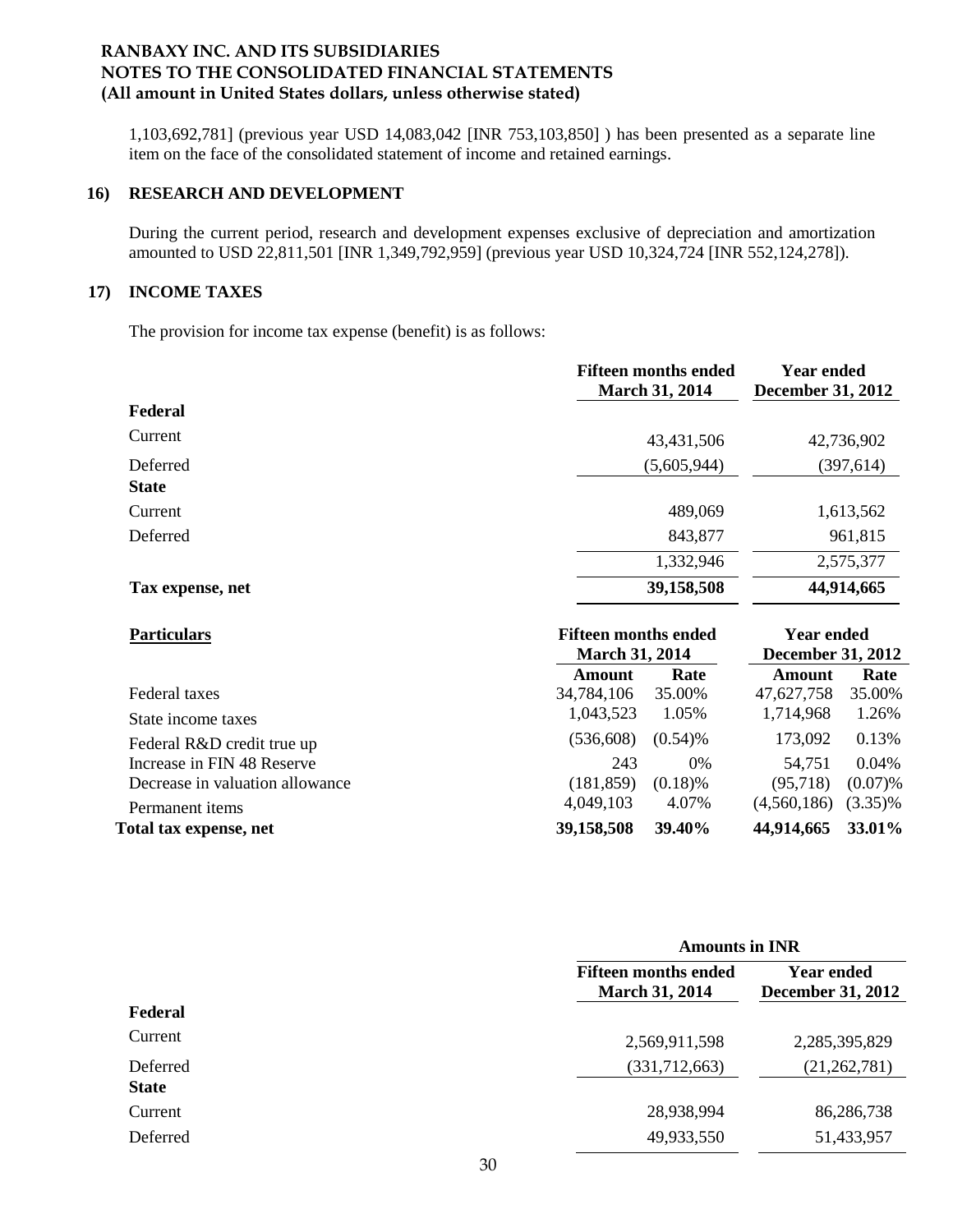**RANBAXY INC. AND ITS SUBSIDIARIES**
**NOTES TO THE CONSOLIDATED FINANCIAL STATEMENTS**
**(All amount in United States dollars, unless otherwise stated)**

1,103,692,781] (previous year USD 14,083,042 [INR 753,103,850] ) has been presented as a separate line item on the face of the consolidated statement of income and retained earnings.

## 16) RESEARCH AND DEVELOPMENT

During the current period, research and development expenses exclusive of depreciation and amortization amounted to USD 22,811,501 [INR 1,349,792,959] (previous year USD 10,324,724 [INR 552,124,278]).

## 17) INCOME TAXES

The provision for income tax expense (benefit) is as follows:

| | Fifteen months ended March 31, 2014 | Year ended December 31, 2012 |
|---|---|---|
| **Federal** | | |
| Current | 43,431,506 | 42,736,902 |
| Deferred | (5,605,944) | (397,614) |
| **State** | | |
| Current | 489,069 | 1,613,562 |
| Deferred | 843,877 | 961,815 |
| | 1,332,946 | 2,575,377 |
| **Tax expense, net** | **39,158,508** | **44,914,665** |

| Particulars | Fifteen months ended March 31, 2014 | | Year ended December 31, 2012 | |
|---|---|---|---|---|
| | **Amount** | **Rate** | **Amount** | **Rate** |
| Federal taxes | 34,784,106 | 35.00% | 47,627,758 | 35.00% |
| State income taxes | 1,043,523 | 1.05% | 1,714,968 | 1.26% |
| Federal R&D credit true up | (536,608) | (0.54)% | 173,092 | 0.13% |
| Increase in FIN 48 Reserve | 243 | 0% | 54,751 | 0.04% |
| Decrease in valuation allowance | (181,859) | (0.18)% | (95,718) | (0.07)% |
| Permanent items | 4,049,103 | 4.07% | (4,560,186) | (3.35)% |
| **Total tax expense, net** | **39,158,508** | **39.40%** | **44,914,665** | **33.01%** |

| | Amounts in INR | |
|---|---|---|
| | Fifteen months ended March 31, 2014 | Year ended December 31, 2012 |
| **Federal** | | |
| Current | 2,569,911,598 | 2,285,395,829 |
| Deferred | (331,712,663) | (21,262,781) |
| **State** | | |
| Current | 28,938,994 | 86,286,738 |
| Deferred | 49,933,550 | 51,433,957 |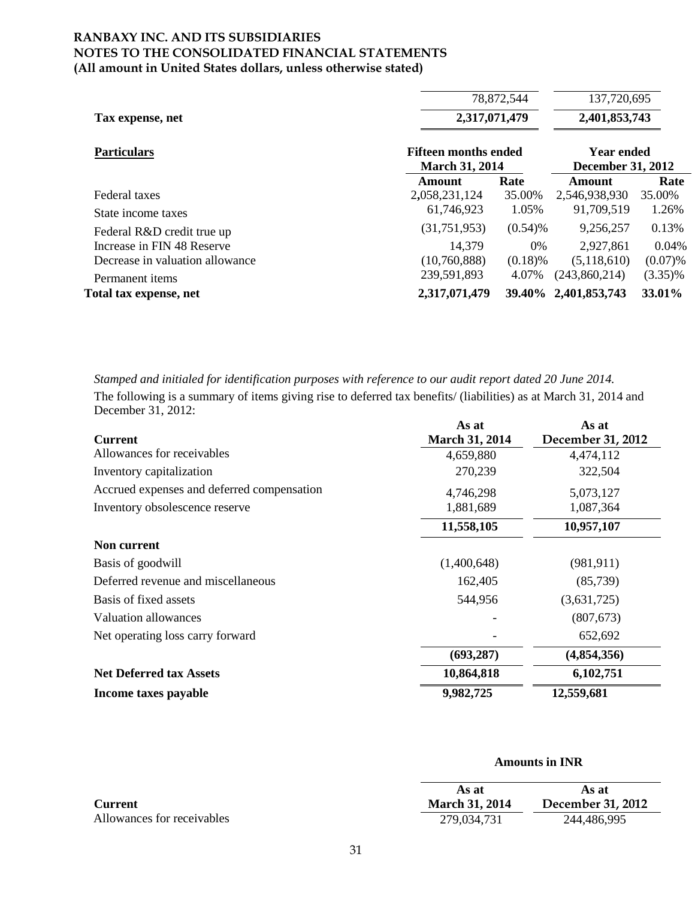**RANBAXY INC. AND ITS SUBSIDIARIES**
**NOTES TO THE CONSOLIDATED FINANCIAL STATEMENTS**
**(All amount in United States dollars, unless otherwise stated)**

| | | |
|---|---|---|
| | 78,872,544 | 137,720,695 |
| **Tax expense, net** | **2,317,071,479** | **2,401,853,743** |

| **Particulars** | **Fifteen months ended March 31, 2014** | | **Year ended December 31, 2012** | |
|---|---|---|---|---|
| | **Amount** | **Rate** | **Amount** | **Rate** |
| Federal taxes | 2,058,231,124 | 35.00% | 2,546,938,930 | 35.00% |
| State income taxes | 61,746,923 | 1.05% | 91,709,519 | 1.26% |
| Federal R&D credit true up | (31,751,953) | (0.54)% | 9,256,257 | 0.13% |
| Increase in FIN 48 Reserve | 14,379 | 0% | 2,927,861 | 0.04% |
| Decrease in valuation allowance | (10,760,888) | (0.18)% | (5,118,610) | (0.07)% |
| Permanent items | 239,591,893 | 4.07% | (243,860,214) | (3.35)% |
| **Total tax expense, net** | **2,317,071,479** | **39.40%** | **2,401,853,743** | **33.01%** |

*Stamped and initialed for identification purposes with reference to our audit report dated 20 June 2014.*

The following is a summary of items giving rise to deferred tax benefits/ (liabilities) as at March 31, 2014 and December 31, 2012:

| **Current** | **As at March 31, 2014** | **As at December 31, 2012** |
|---|---|---|
| Allowances for receivables | 4,659,880 | 4,474,112 |
| Inventory capitalization | 270,239 | 322,504 |
| Accrued expenses and deferred compensation | 4,746,298 | 5,073,127 |
| Inventory obsolescence reserve | 1,881,689 | 1,087,364 |
| | **11,558,105** | **10,957,107** |
| **Non current** | | |
| Basis of goodwill | (1,400,648) | (981,911) |
| Deferred revenue and miscellaneous | 162,405 | (85,739) |
| Basis of fixed assets | 544,956 | (3,631,725) |
| Valuation allowances | - | (807,673) |
| Net operating loss carry forward | - | 652,692 |
| | **(693,287)** | **(4,854,356)** |
| **Net Deferred tax Assets** | **10,864,818** | **6,102,751** |
| **Income taxes payable** | **9,982,725** | **12,559,681** |

**Amounts in INR**

| **Current** | **As at March 31, 2014** | **As at December 31, 2012** |
|---|---|---|
| Allowances for receivables | 279,034,731 | 244,486,995 |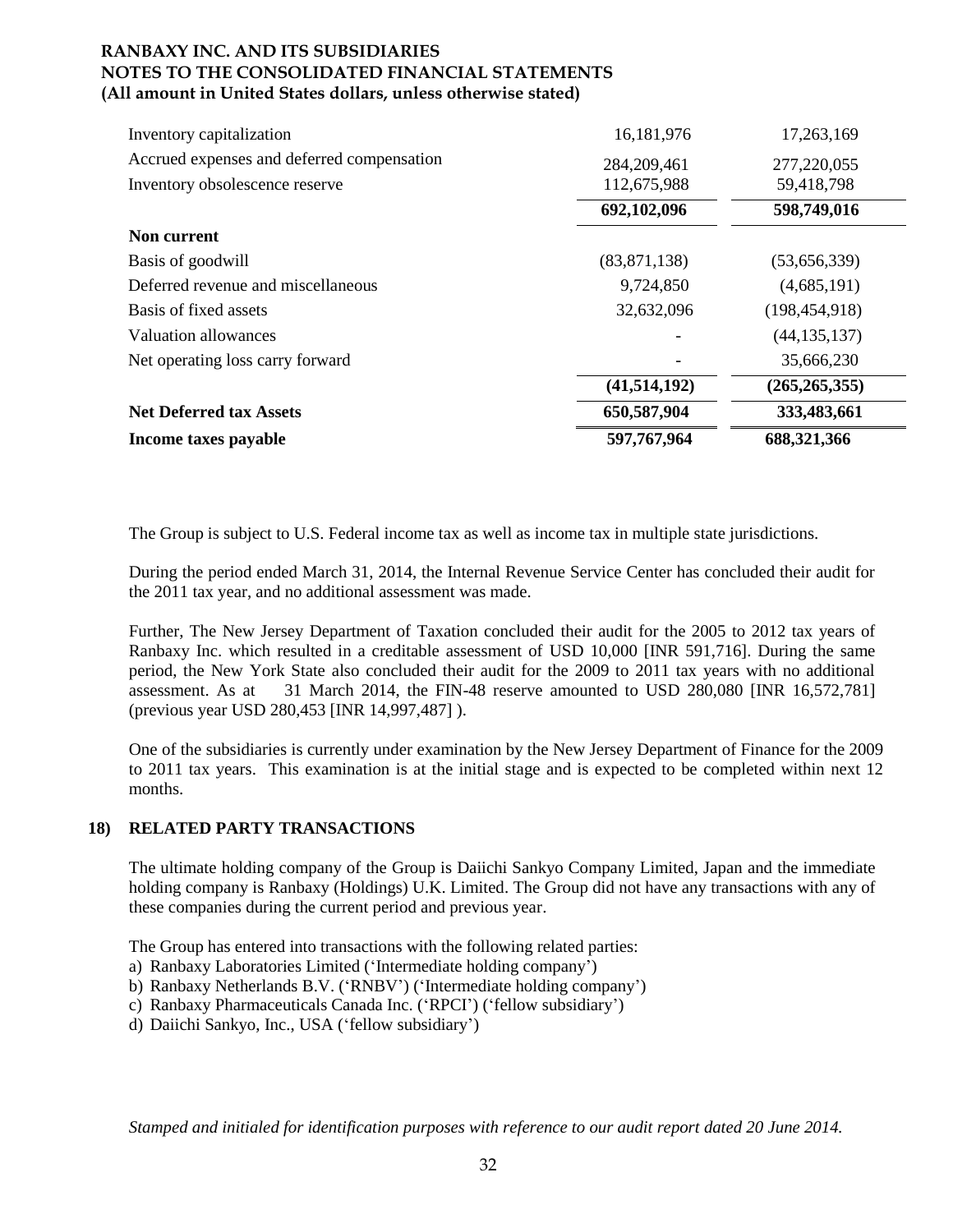| | | |
|---|---|---|
| Inventory capitalization | 16,181,976 | 17,263,169 |
| Accrued expenses and deferred compensation | 284,209,461 | 277,220,055 |
| Inventory obsolescence reserve | 112,675,988 | 59,418,798 |
| | **692,102,096** | **598,749,016** |
| **Non current** | | |
| Basis of goodwill | (83,871,138) | (53,656,339) |
| Deferred revenue and miscellaneous | 9,724,850 | (4,685,191) |
| Basis of fixed assets | 32,632,096 | (198,454,918) |
| Valuation allowances | - | (44,135,137) |
| Net operating loss carry forward | - | 35,666,230 |
| | **(41,514,192)** | **(265,265,355)** |
| **Net Deferred tax Assets** | **650,587,904** | **333,483,661** |
| **Income taxes payable** | **597,767,964** | **688,321,366** |

The Group is subject to U.S. Federal income tax as well as income tax in multiple state jurisdictions.

During the period ended March 31, 2014, the Internal Revenue Service Center has concluded their audit for the 2011 tax year, and no additional assessment was made.

Further, The New Jersey Department of Taxation concluded their audit for the 2005 to 2012 tax years of Ranbaxy Inc. which resulted in a creditable assessment of USD 10,000 [INR 591,716]. During the same period, the New York State also concluded their audit for the 2009 to 2011 tax years with no additional assessment. As at 31 March 2014, the FIN-48 reserve amounted to USD 280,080 [INR 16,572,781] (previous year USD 280,453 [INR 14,997,487] ).

One of the subsidiaries is currently under examination by the New Jersey Department of Finance for the 2009 to 2011 tax years. This examination is at the initial stage and is expected to be completed within next 12 months.

## 18) RELATED PARTY TRANSACTIONS

The ultimate holding company of the Group is Daiichi Sankyo Company Limited, Japan and the immediate holding company is Ranbaxy (Holdings) U.K. Limited. The Group did not have any transactions with any of these companies during the current period and previous year.

The Group has entered into transactions with the following related parties:

a) Ranbaxy Laboratories Limited ('Intermediate holding company')
b) Ranbaxy Netherlands B.V. ('RNBV') ('Intermediate holding company')
c) Ranbaxy Pharmaceuticals Canada Inc. ('RPCI') ('fellow subsidiary')
d) Daiichi Sankyo, Inc., USA ('fellow subsidiary')

*Stamped and initialed for identification purposes with reference to our audit report dated 20 June 2014.*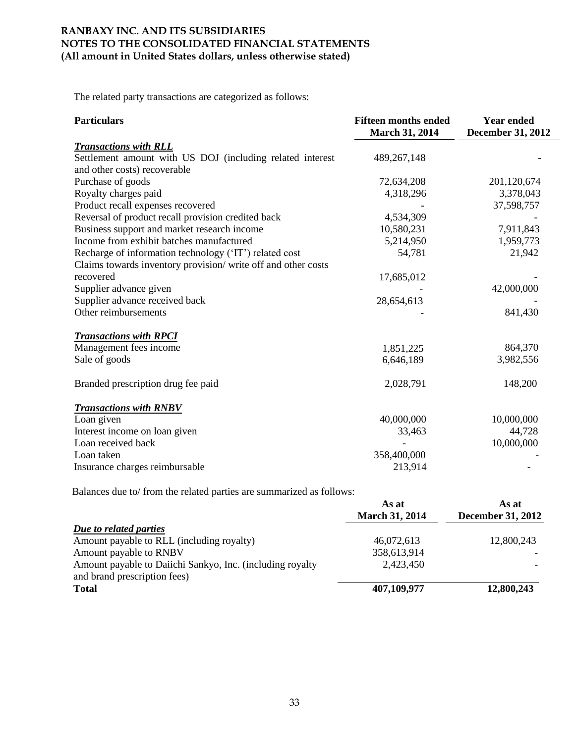# RANBAXY INC. AND ITS SUBSIDIARIES
## NOTES TO THE CONSOLIDATED FINANCIAL STATEMENTS
### (All amount in United States dollars, unless otherwise stated)

The related party transactions are categorized as follows:

| Particulars | Fifteen months ended March 31, 2014 | Year ended December 31, 2012 |
|---|---|---|
| ***Transactions with RLL*** | | |
| Settlement amount with US DOJ (including related interest and other costs) recoverable | 489,267,148 | - |
| Purchase of goods | 72,634,208 | 201,120,674 |
| Royalty charges paid | 4,318,296 | 3,378,043 |
| Product recall expenses recovered | - | 37,598,757 |
| Reversal of product recall provision credited back | 4,534,309 | - |
| Business support and market research income | 10,580,231 | 7,911,843 |
| Income from exhibit batches manufactured | 5,214,950 | 1,959,773 |
| Recharge of information technology ('IT') related cost | 54,781 | 21,942 |
| Claims towards inventory provision/ write off and other costs recovered | 17,685,012 | - |
| Supplier advance given | - | 42,000,000 |
| Supplier advance received back | 28,654,613 | - |
| Other reimbursements | - | 841,430 |
| ***Transactions with RPCI*** | | |
| Management fees income | 1,851,225 | 864,370 |
| Sale of goods | 6,646,189 | 3,982,556 |
| Branded prescription drug fee paid | 2,028,791 | 148,200 |
| ***Transactions with RNBV*** | | |
| Loan given | 40,000,000 | 10,000,000 |
| Interest income on loan given | 33,463 | 44,728 |
| Loan received back | - | 10,000,000 |
| Loan taken | 358,400,000 | - |
| Insurance charges reimbursable | 213,914 | - |

Balances due to/ from the related parties are summarized as follows:

| | As at March 31, 2014 | As at December 31, 2012 |
|---|---|---|
| ***Due to related parties*** | | |
| Amount payable to RLL (including royalty) | 46,072,613 | 12,800,243 |
| Amount payable to RNBV | 358,613,914 | - |
| Amount payable to Daiichi Sankyo, Inc. (including royalty and brand prescription fees) | 2,423,450 | - |
| **Total** | **407,109,977** | **12,800,243** |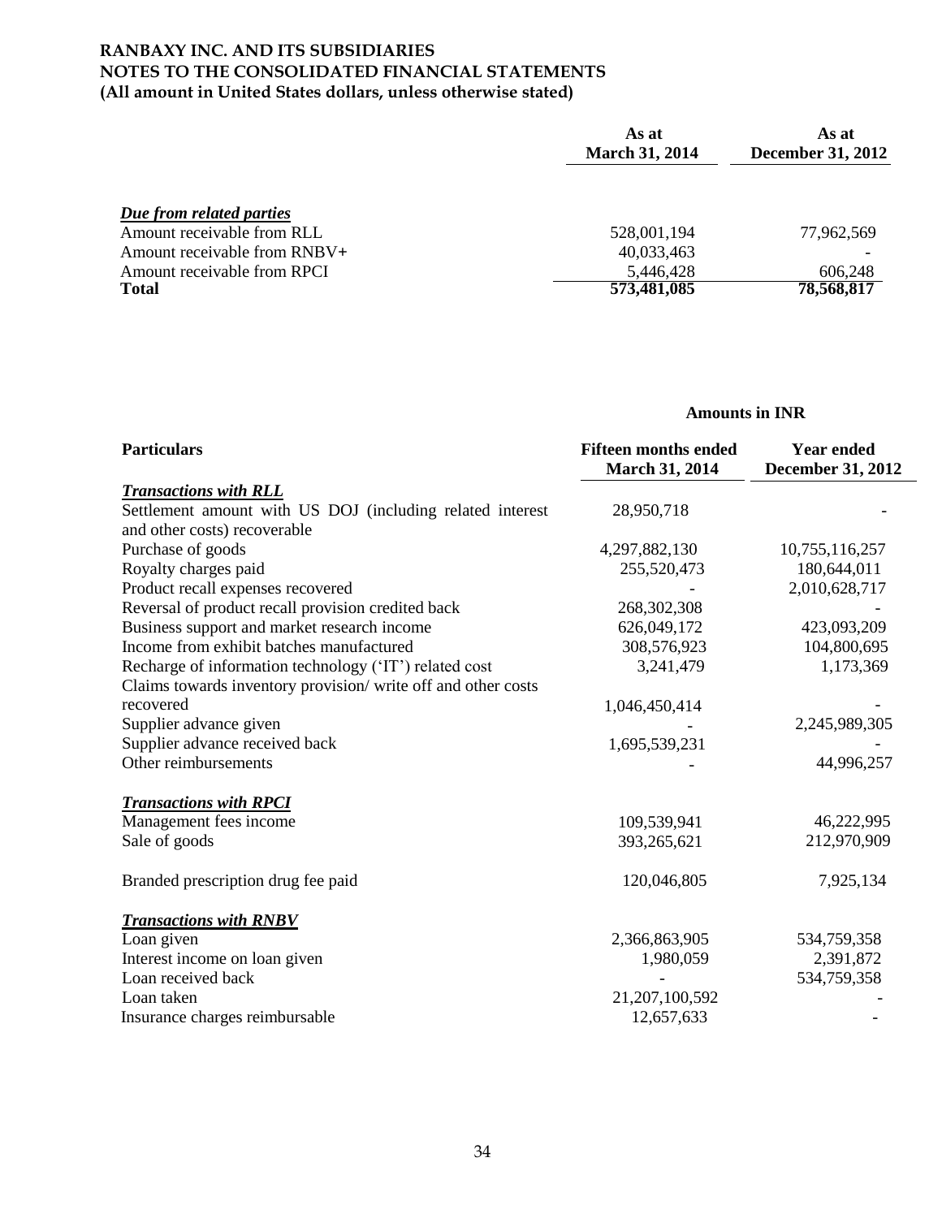**RANBAXY INC. AND ITS SUBSIDIARIES**
**NOTES TO THE CONSOLIDATED FINANCIAL STATEMENTS**
**(All amount in United States dollars, unless otherwise stated)**

| | As at March 31, 2014 | As at December 31, 2012 |
|---|---|---|
| ***Due from related parties*** | | |
| Amount receivable from RLL | 528,001,194 | 77,962,569 |
| Amount receivable from RNBV+ | 40,033,463 | - |
| Amount receivable from RPCI | 5,446,428 | 606,248 |
| **Total** | **573,481,085** | **78,568,817** |

**Amounts in INR**

| **Particulars** | **Fifteen months ended March 31, 2014** | **Year ended December 31, 2012** |
|---|---|---|
| ***Transactions with RLL*** | | |
| Settlement amount with US DOJ (including related interest and other costs) recoverable | 28,950,718 | - |
| Purchase of goods | 4,297,882,130 | 10,755,116,257 |
| Royalty charges paid | 255,520,473 | 180,644,011 |
| Product recall expenses recovered | - | 2,010,628,717 |
| Reversal of product recall provision credited back | 268,302,308 | - |
| Business support and market research income | 626,049,172 | 423,093,209 |
| Income from exhibit batches manufactured | 308,576,923 | 104,800,695 |
| Recharge of information technology ('IT') related cost | 3,241,479 | 1,173,369 |
| Claims towards inventory provision/ write off and other costs recovered | 1,046,450,414 | - |
| Supplier advance given | - | 2,245,989,305 |
| Supplier advance received back | 1,695,539,231 | - |
| Other reimbursements | - | 44,996,257 |
| ***Transactions with RPCI*** | | |
| Management fees income | 109,539,941 | 46,222,995 |
| Sale of goods | 393,265,621 | 212,970,909 |
| Branded prescription drug fee paid | 120,046,805 | 7,925,134 |
| ***Transactions with RNBV*** | | |
| Loan given | 2,366,863,905 | 534,759,358 |
| Interest income on loan given | 1,980,059 | 2,391,872 |
| Loan received back | - | 534,759,358 |
| Loan taken | 21,207,100,592 | - |
| Insurance charges reimbursable | 12,657,633 | - |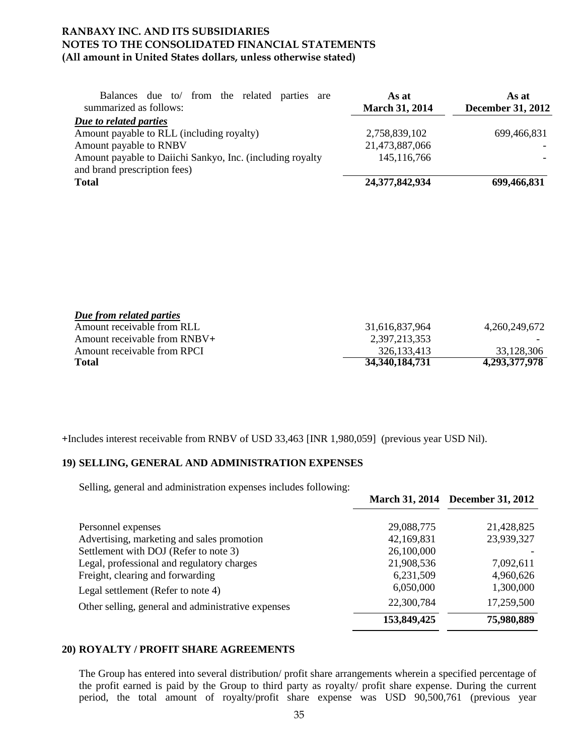| Balances due to/ from the related parties are summarized as follows: | As at March 31, 2014 | As at December 31, 2012 |
|---|---|---|
| ***Due to related parties*** | | |
| Amount payable to RLL (including royalty) | 2,758,839,102 | 699,466,831 |
| Amount payable to RNBV | 21,473,887,066 | - |
| Amount payable to Daiichi Sankyo, Inc. (including royalty and brand prescription fees) | 145,116,766 | - |
| **Total** | **24,377,842,934** | **699,466,831** |
| ***Due from related parties*** | | |
| Amount receivable from RLL | 31,616,837,964 | 4,260,249,672 |
| Amount receivable from RNBV+ | 2,397,213,353 | - |
| Amount receivable from RPCI | 326,133,413 | 33,128,306 |
| **Total** | **34,340,184,731** | **4,293,377,978** |

+Includes interest receivable from RNBV of USD 33,463 [INR 1,980,059] (previous year USD Nil).

## 19) SELLING, GENERAL AND ADMINISTRATION EXPENSES

Selling, general and administration expenses includes following:

| | March 31, 2014 | December 31, 2012 |
|---|---|---|
| Personnel expenses | 29,088,775 | 21,428,825 |
| Advertising, marketing and sales promotion | 42,169,831 | 23,939,327 |
| Settlement with DOJ (Refer to note 3) | 26,100,000 | - |
| Legal, professional and regulatory charges | 21,908,536 | 7,092,611 |
| Freight, clearing and forwarding | 6,231,509 | 4,960,626 |
| Legal settlement (Refer to note 4) | 6,050,000 | 1,300,000 |
| Other selling, general and administrative expenses | 22,300,784 | 17,259,500 |
| | **153,849,425** | **75,980,889** |

## 20) ROYALTY / PROFIT SHARE AGREEMENTS

The Group has entered into several distribution/ profit share arrangements wherein a specified percentage of the profit earned is paid by the Group to third party as royalty/ profit share expense. During the current period, the total amount of royalty/profit share expense was USD 90,500,761 (previous year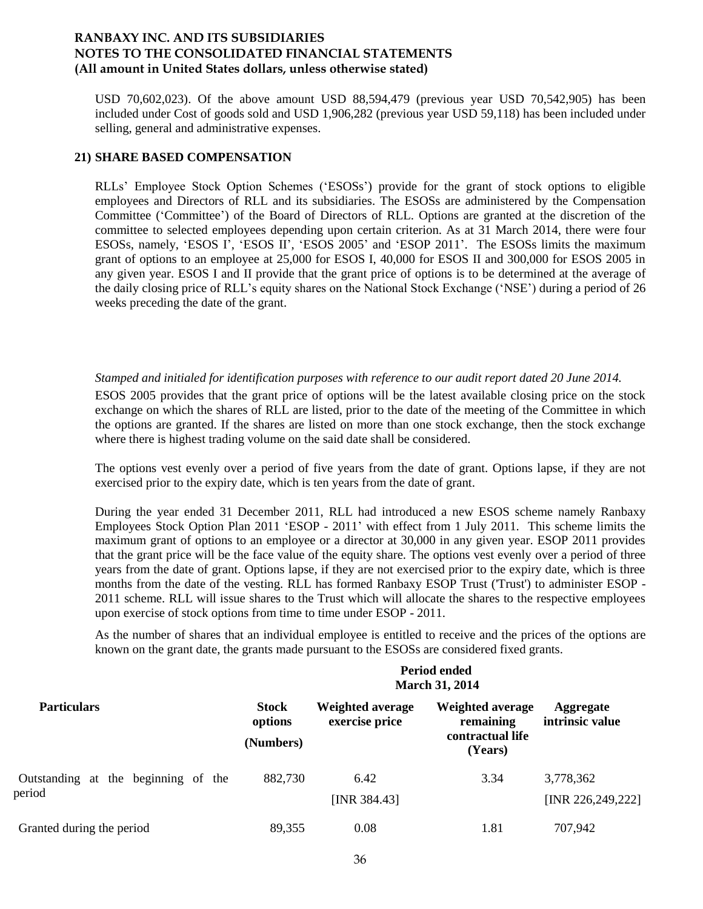USD 70,602,023). Of the above amount USD 88,594,479 (previous year USD 70,542,905) has been included under Cost of goods sold and USD 1,906,282 (previous year USD 59,118) has been included under selling, general and administrative expenses.

## 21) SHARE BASED COMPENSATION

RLLs' Employee Stock Option Schemes ('ESOSs') provide for the grant of stock options to eligible employees and Directors of RLL and its subsidiaries. The ESOSs are administered by the Compensation Committee ('Committee') of the Board of Directors of RLL. Options are granted at the discretion of the committee to selected employees depending upon certain criterion. As at 31 March 2014, there were four ESOSs, namely, 'ESOS I', 'ESOS II', 'ESOS 2005' and 'ESOP 2011'. The ESOSs limits the maximum grant of options to an employee at 25,000 for ESOS I, 40,000 for ESOS II and 300,000 for ESOS 2005 in any given year. ESOS I and II provide that the grant price of options is to be determined at the average of the daily closing price of RLL's equity shares on the National Stock Exchange ('NSE') during a period of 26 weeks preceding the date of the grant.

*Stamped and initialed for identification purposes with reference to our audit report dated 20 June 2014.*

ESOS 2005 provides that the grant price of options will be the latest available closing price on the stock exchange on which the shares of RLL are listed, prior to the date of the meeting of the Committee in which the options are granted. If the shares are listed on more than one stock exchange, then the stock exchange where there is highest trading volume on the said date shall be considered.

The options vest evenly over a period of five years from the date of grant. Options lapse, if they are not exercised prior to the expiry date, which is ten years from the date of grant.

During the year ended 31 December 2011, RLL had introduced a new ESOS scheme namely Ranbaxy Employees Stock Option Plan 2011 'ESOP - 2011' with effect from 1 July 2011. This scheme limits the maximum grant of options to an employee or a director at 30,000 in any given year. ESOP 2011 provides that the grant price will be the face value of the equity share. The options vest evenly over a period of three years from the date of grant. Options lapse, if they are not exercised prior to the expiry date, which is three months from the date of the vesting. RLL has formed Ranbaxy ESOP Trust ('Trust') to administer ESOP - 2011 scheme. RLL will issue shares to the Trust which will allocate the shares to the respective employees upon exercise of stock options from time to time under ESOP - 2011.

As the number of shares that an individual employee is entitled to receive and the prices of the options are known on the grant date, the grants made pursuant to the ESOSs are considered fixed grants.

| | Period ended March 31, 2014 | | | |
|---|---|---|---|---|
| **Particulars** | **Stock options (Numbers)** | **Weighted average exercise price** | **Weighted average remaining contractual life (Years)** | **Aggregate intrinsic value** |
| Outstanding at the beginning of the period | 882,730 | 6.42 [INR 384.43] | 3.34 | 3,778,362 [INR 226,249,222] |
| Granted during the period | 89,355 | 0.08 | 1.81 | 707,942 |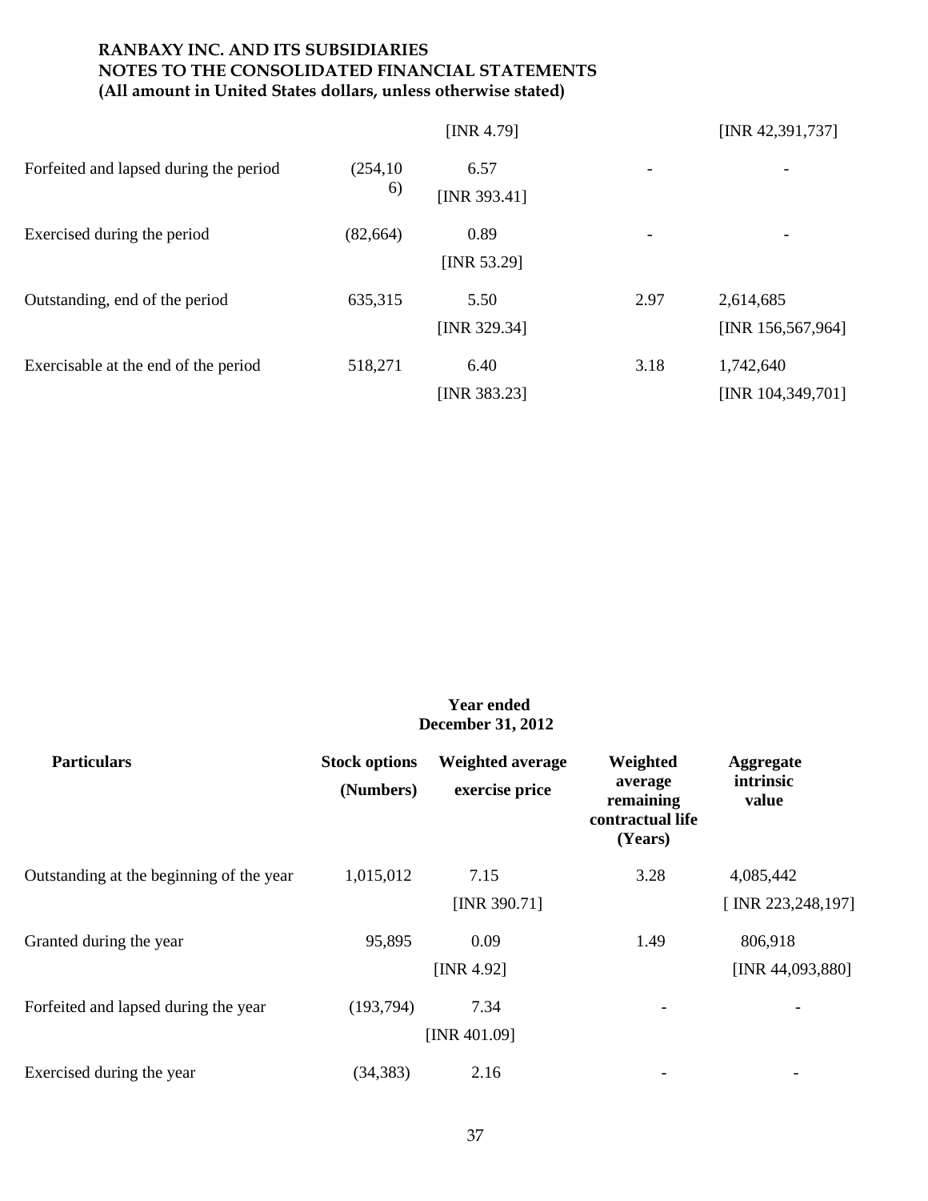**RANBAXY INC. AND ITS SUBSIDIARIES**
**NOTES TO THE CONSOLIDATED FINANCIAL STATEMENTS**
**(All amount in United States dollars, unless otherwise stated)**

| | | | | |
|---|---|---|---|---|
| | | [INR 4.79] | | [INR 42,391,737] |
| Forfeited and lapsed during the period | (254,106) | 6.57 [INR 393.41] | - | - |
| Exercised during the period | (82,664) | 0.89 [INR 53.29] | - | - |
| Outstanding, end of the period | 635,315 | 5.50 [INR 329.34] | 2.97 | 2,614,685 [INR 156,567,964] |
| Exercisable at the end of the period | 518,271 | 6.40 [INR 383.23] | 3.18 | 1,742,640 [INR 104,349,701] |

**Year ended December 31, 2012**

| Particulars | Stock options (Numbers) | Weighted average exercise price | Weighted average remaining contractual life (Years) | Aggregate intrinsic value |
|---|---|---|---|---|
| Outstanding at the beginning of the year | 1,015,012 | 7.15 [INR 390.71] | 3.28 | 4,085,442 [ INR 223,248,197] |
| Granted during the year | 95,895 | 0.09 [INR 4.92] | 1.49 | 806,918 [INR 44,093,880] |
| Forfeited and lapsed during the year | (193,794) | 7.34 [INR 401.09] | - | - |
| Exercised during the year | (34,383) | 2.16 | - | - |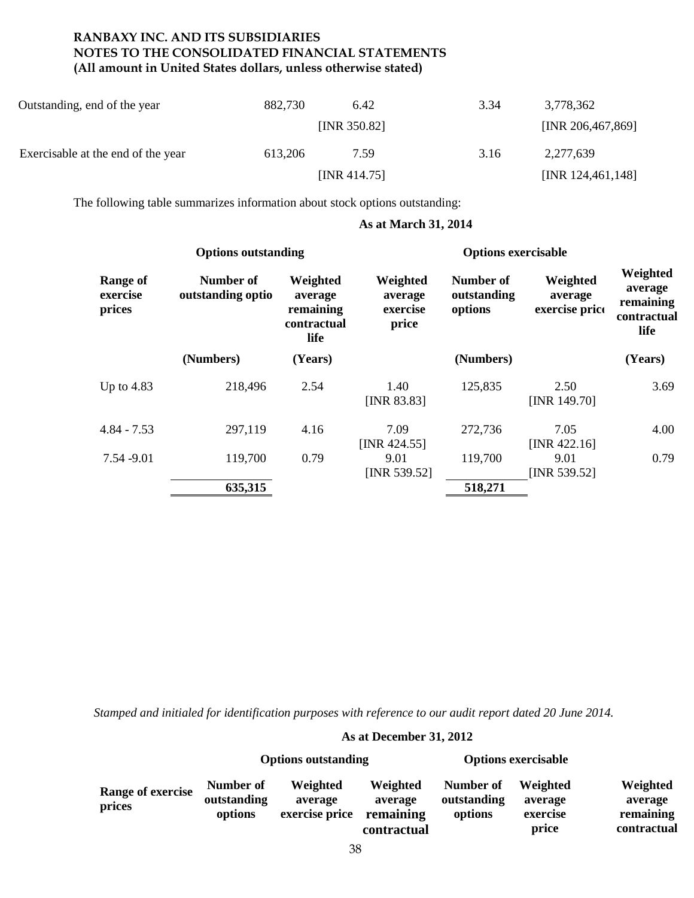**RANBAXY INC. AND ITS SUBSIDIARIES**
**NOTES TO THE CONSOLIDATED FINANCIAL STATEMENTS**
**(All amount in United States dollars, unless otherwise stated)**

| | | | | |
|---|---|---|---|---|
| Outstanding, end of the year | 882,730 | 6.42 [INR 350.82] | 3.34 | 3,778,362 [INR 206,467,869] |
| Exercisable at the end of the year | 613,206 | 7.59 [INR 414.75] | 3.16 | 2,277,639 [INR 124,461,148] |

The following table summarizes information about stock options outstanding:

**As at March 31, 2014**

| | **Options outstanding** | | | **Options exercisable** | | |
|---|---|---|---|---|---|---|
| **Range of exercise prices** | **Number of outstanding optio** | **Weighted average remaining contractual life** | **Weighted average exercise price** | **Number of outstanding options** | **Weighted average exercise price** | **Weighted average remaining contractual life** |
| | **(Numbers)** | **(Years)** | | **(Numbers)** | | **(Years)** |
| Up to 4.83 | 218,496 | 2.54 | 1.40 [INR 83.83] | 125,835 | 2.50 [INR 149.70] | 3.69 |
| 4.84 - 7.53 | 297,119 | 4.16 | 7.09 [INR 424.55] | 272,736 | 7.05 [INR 422.16] | 4.00 |
| 7.54 -9.01 | 119,700 | 0.79 | 9.01 [INR 539.52] | 119,700 | 9.01 [INR 539.52] | 0.79 |
| | **635,315** | | | **518,271** | | |

*Stamped and initialed for identification purposes with reference to our audit report dated 20 June 2014.*

**As at December 31, 2012**

| | **Options outstanding** | | | **Options exercisable** | | |
|---|---|---|---|---|---|---|
| **Range of exercise prices** | **Number of outstanding options** | **Weighted average exercise price** | **Weighted average remaining contractual** | **Number of outstanding options** | **Weighted average exercise price** | **Weighted average remaining contractual** |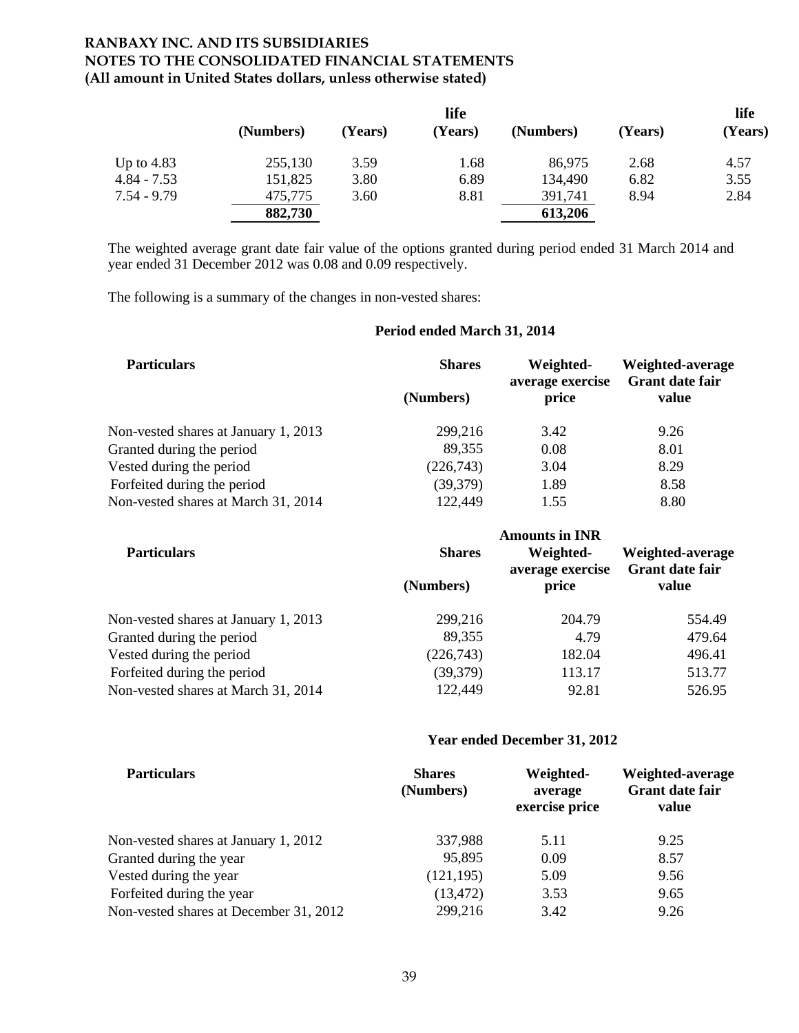**RANBAXY INC. AND ITS SUBSIDIARIES**
**NOTES TO THE CONSOLIDATED FINANCIAL STATEMENTS**
**(All amount in United States dollars, unless otherwise stated)**

| | (Numbers) | (Years) | life (Years) | (Numbers) | (Years) | life (Years) |
|---|---|---|---|---|---|---|
| Up to 4.83 | 255,130 | 3.59 | 1.68 | 86,975 | 2.68 | 4.57 |
| 4.84 - 7.53 | 151,825 | 3.80 | 6.89 | 134,490 | 6.82 | 3.55 |
| 7.54 - 9.79 | 475,775 | 3.60 | 8.81 | 391,741 | 8.94 | 2.84 |
| | 882,730 | | | 613,206 | | |

The weighted average grant date fair value of the options granted during period ended 31 March 2014 and year ended 31 December 2012 was 0.08 and 0.09 respectively.

The following is a summary of the changes in non-vested shares:

**Period ended March 31, 2014**

| Particulars | Shares (Numbers) | Weighted-average exercise price | Weighted-average Grant date fair value |
|---|---|---|---|
| Non-vested shares at January 1, 2013 | 299,216 | 3.42 | 9.26 |
| Granted during the period | 89,355 | 0.08 | 8.01 |
| Vested during the period | (226,743) | 3.04 | 8.29 |
| Forfeited during the period | (39,379) | 1.89 | 8.58 |
| Non-vested shares at March 31, 2014 | 122,449 | 1.55 | 8.80 |

**Amounts in INR**

| Particulars | Shares (Numbers) | Weighted-average exercise price | Weighted-average Grant date fair value |
|---|---|---|---|
| Non-vested shares at January 1, 2013 | 299,216 | 204.79 | 554.49 |
| Granted during the period | 89,355 | 4.79 | 479.64 |
| Vested during the period | (226,743) | 182.04 | 496.41 |
| Forfeited during the period | (39,379) | 113.17 | 513.77 |
| Non-vested shares at March 31, 2014 | 122,449 | 92.81 | 526.95 |

**Year ended December 31, 2012**

| Particulars | Shares (Numbers) | Weighted-average exercise price | Weighted-average Grant date fair value |
|---|---|---|---|
| Non-vested shares at January 1, 2012 | 337,988 | 5.11 | 9.25 |
| Granted during the year | 95,895 | 0.09 | 8.57 |
| Vested during the year | (121,195) | 5.09 | 9.56 |
| Forfeited during the year | (13,472) | 3.53 | 9.65 |
| Non-vested shares at December 31, 2012 | 299,216 | 3.42 | 9.26 |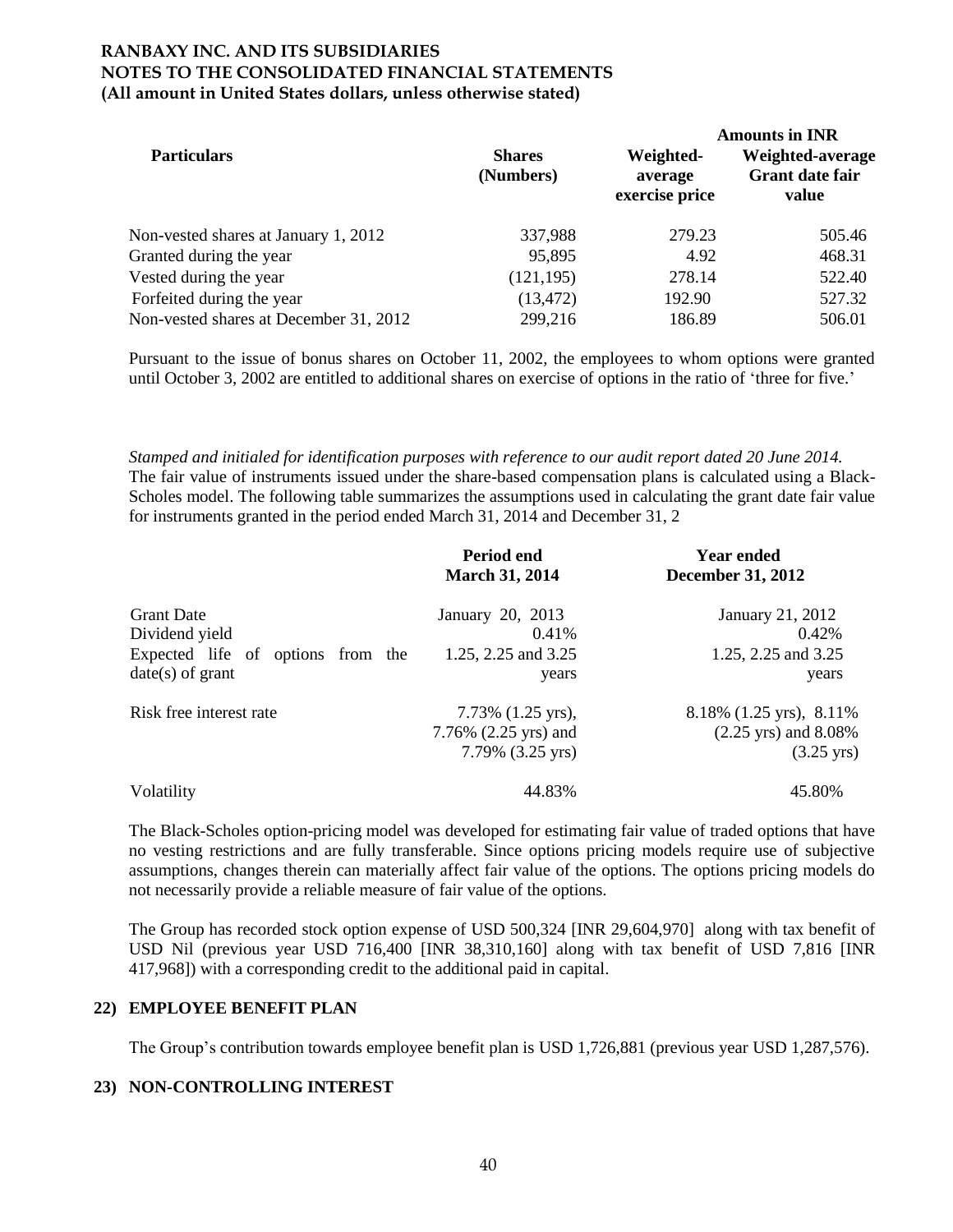**RANBAXY INC. AND ITS SUBSIDIARIES**
**NOTES TO THE CONSOLIDATED FINANCIAL STATEMENTS**
**(All amount in United States dollars, unless otherwise stated)**

| Particulars | Shares (Numbers) | Amounts in INR Weighted-average exercise price | Weighted-average Grant date fair value |
|---|---|---|---|
| Non-vested shares at January 1, 2012 | 337,988 | 279.23 | 505.46 |
| Granted during the year | 95,895 | 4.92 | 468.31 |
| Vested during the year | (121,195) | 278.14 | 522.40 |
| Forfeited during the year | (13,472) | 192.90 | 527.32 |
| Non-vested shares at December 31, 2012 | 299,216 | 186.89 | 506.01 |

Pursuant to the issue of bonus shares on October 11, 2002, the employees to whom options were granted until October 3, 2002 are entitled to additional shares on exercise of options in the ratio of 'three for five.'

*Stamped and initialed for identification purposes with reference to our audit report dated 20 June 2014.*
The fair value of instruments issued under the share-based compensation plans is calculated using a Black-Scholes model. The following table summarizes the assumptions used in calculating the grant date fair value for instruments granted in the period ended March 31, 2014 and December 31, 2

| | Period end March 31, 2014 | Year ended December 31, 2012 |
|---|---|---|
| Grant Date | January 20, 2013 | January 21, 2012 |
| Dividend yield | 0.41% | 0.42% |
| Expected life of options from the date(s) of grant | 1.25, 2.25 and 3.25 years | 1.25, 2.25 and 3.25 years |
| Risk free interest rate | 7.73% (1.25 yrs), 7.76% (2.25 yrs) and 7.79% (3.25 yrs) | 8.18% (1.25 yrs), 8.11% (2.25 yrs) and 8.08% (3.25 yrs) |
| Volatility | 44.83% | 45.80% |

The Black-Scholes option-pricing model was developed for estimating fair value of traded options that have no vesting restrictions and are fully transferable. Since options pricing models require use of subjective assumptions, changes therein can materially affect fair value of the options. The options pricing models do not necessarily provide a reliable measure of fair value of the options.

The Group has recorded stock option expense of USD 500,324 [INR 29,604,970] along with tax benefit of USD Nil (previous year USD 716,400 [INR 38,310,160] along with tax benefit of USD 7,816 [INR 417,968]) with a corresponding credit to the additional paid in capital.

## 22) EMPLOYEE BENEFIT PLAN

The Group's contribution towards employee benefit plan is USD 1,726,881 (previous year USD 1,287,576).

## 23) NON-CONTROLLING INTEREST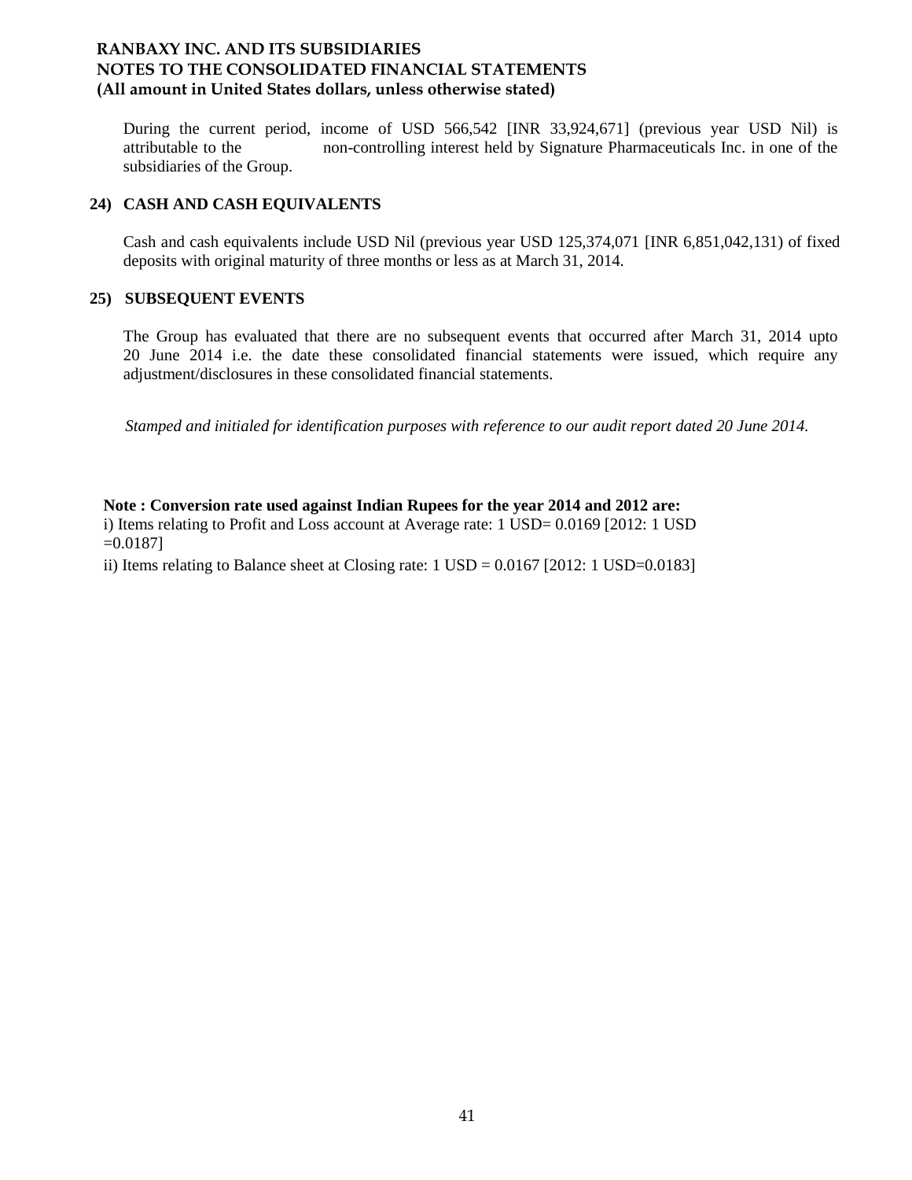During the current period, income of USD 566,542 [INR 33,924,671] (previous year USD Nil) is attributable to the non-controlling interest held by Signature Pharmaceuticals Inc. in one of the subsidiaries of the Group.

## 24) CASH AND CASH EQUIVALENTS

Cash and cash equivalents include USD Nil (previous year USD 125,374,071 [INR 6,851,042,131) of fixed deposits with original maturity of three months or less as at March 31, 2014.

## 25) SUBSEQUENT EVENTS

The Group has evaluated that there are no subsequent events that occurred after March 31, 2014 upto 20 June 2014 i.e. the date these consolidated financial statements were issued, which require any adjustment/disclosures in these consolidated financial statements.

*Stamped and initialed for identification purposes with reference to our audit report dated 20 June 2014.*

**Note : Conversion rate used against Indian Rupees for the year 2014 and 2012 are:**

i) Items relating to Profit and Loss account at Average rate: 1 USD= 0.0169 [2012: 1 USD =0.0187]

ii) Items relating to Balance sheet at Closing rate: 1 USD = 0.0167 [2012: 1 USD=0.0183]